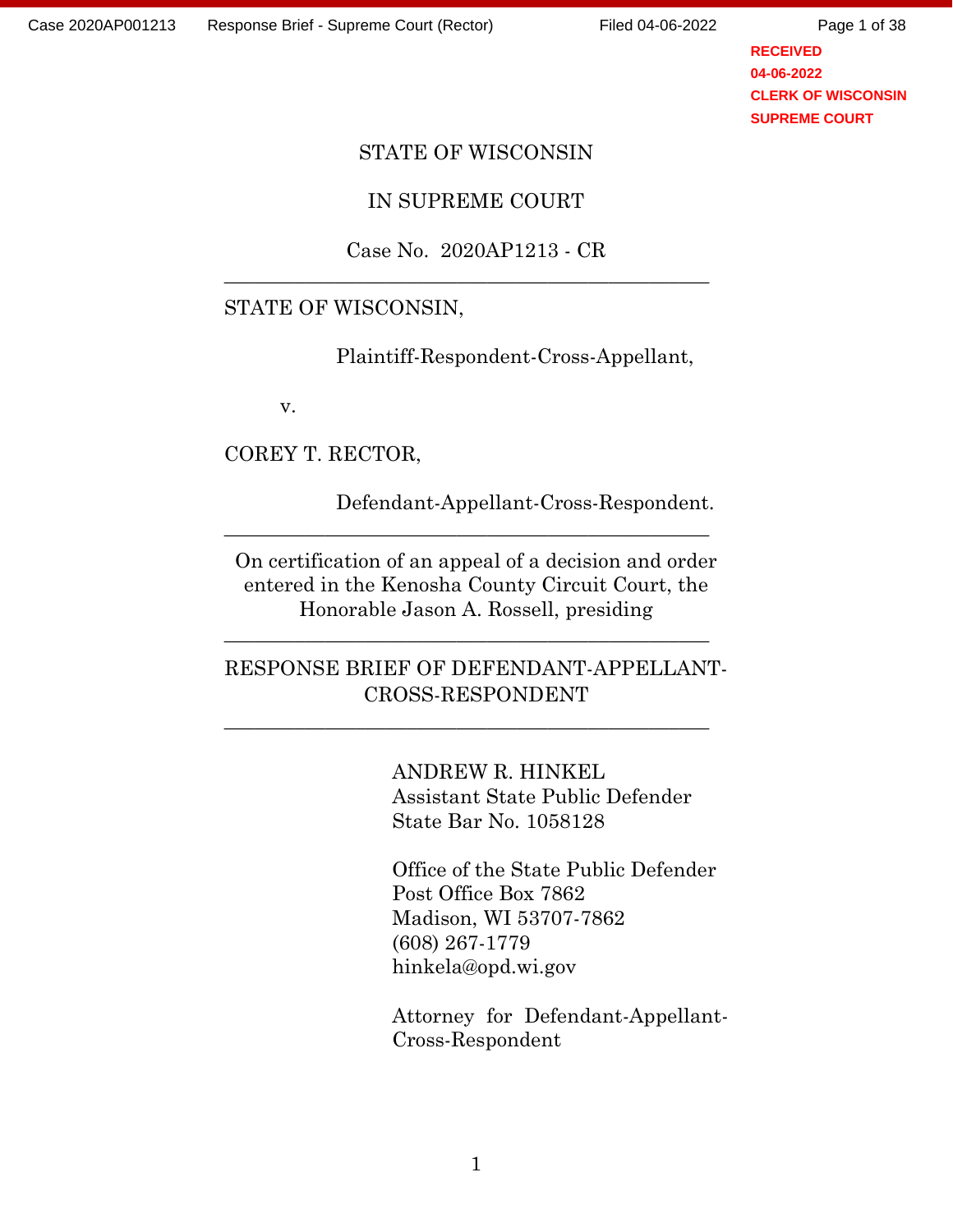STATE OF WISCONSIN

IN SUPREME COURT

Case No. 2020AP1213 - CR

---

STATE OF WISCONSIN,

Plaintiff-Respondent-Cross-Appellant,

v.

COREY T. RECTOR,

Defendant-Appellant-Cross-Respondent.

---

On certification of an appeal of a decision and order entered in the Kenosha County Circuit Court, the Honorable Jason A. Rossell, presiding

---

RESPONSE BRIEF OF DEFENDANT-APPELLANT-CROSS-RESPONDENT

---

ANDREW R. HINKEL
Assistant State Public Defender
State Bar No. 1058128

Office of the State Public Defender
Post Office Box 7862
Madison, WI 53707-7862
(608) 267-1779
hinkela@opd.wi.gov

Attorney for Defendant-Appellant-Cross-Respondent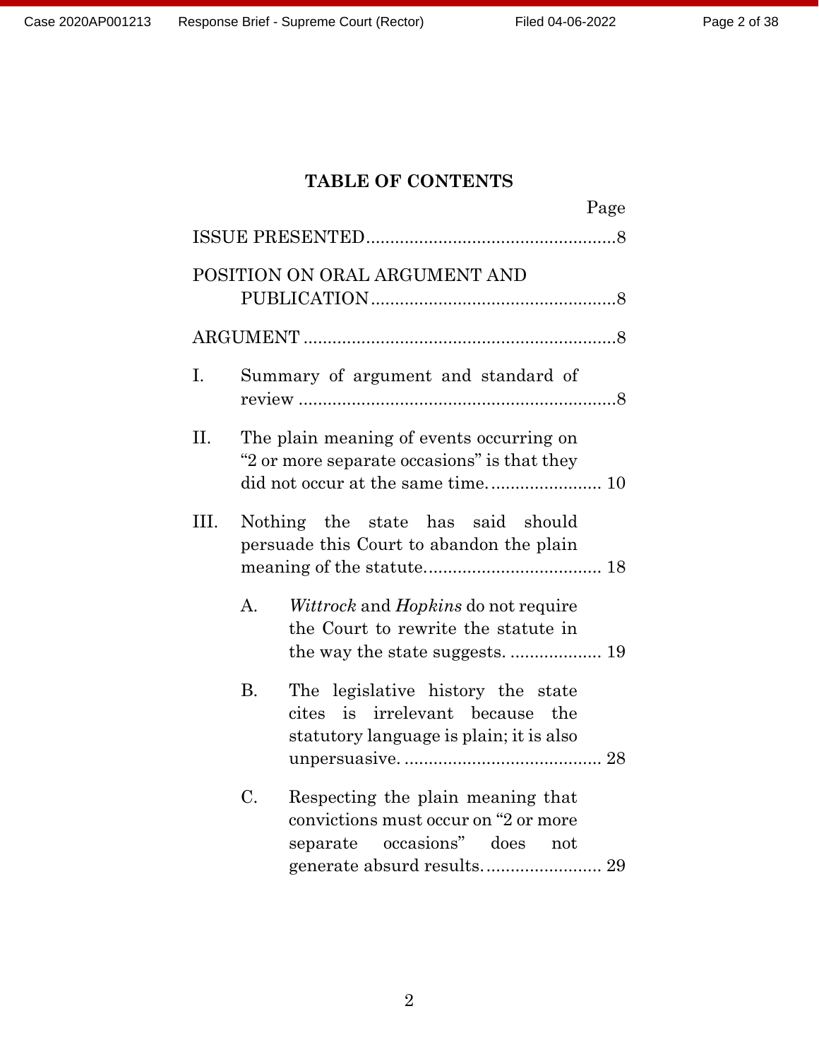# TABLE OF CONTENTS

Page

ISSUE PRESENTED....................................................8

POSITION ON ORAL ARGUMENT AND PUBLICATION....................................................8

ARGUMENT ....................................................................8

I. Summary of argument and standard of review ....................................................................8

II. The plain meaning of events occurring on "2 or more separate occasions" is that they did not occur at the same time. ........................ 10

III. Nothing the state has said should persuade this Court to abandon the plain meaning of the statute..................................... 18

 A. *Wittrock* and *Hopkins* do not require the Court to rewrite the statute in the way the state suggests. ................... 19

 B. The legislative history the state cites is irrelevant because the statutory language is plain; it is also unpersuasive. ......................................... 28

 C. Respecting the plain meaning that convictions must occur on "2 or more separate occasions" does not generate absurd results. ........................ 29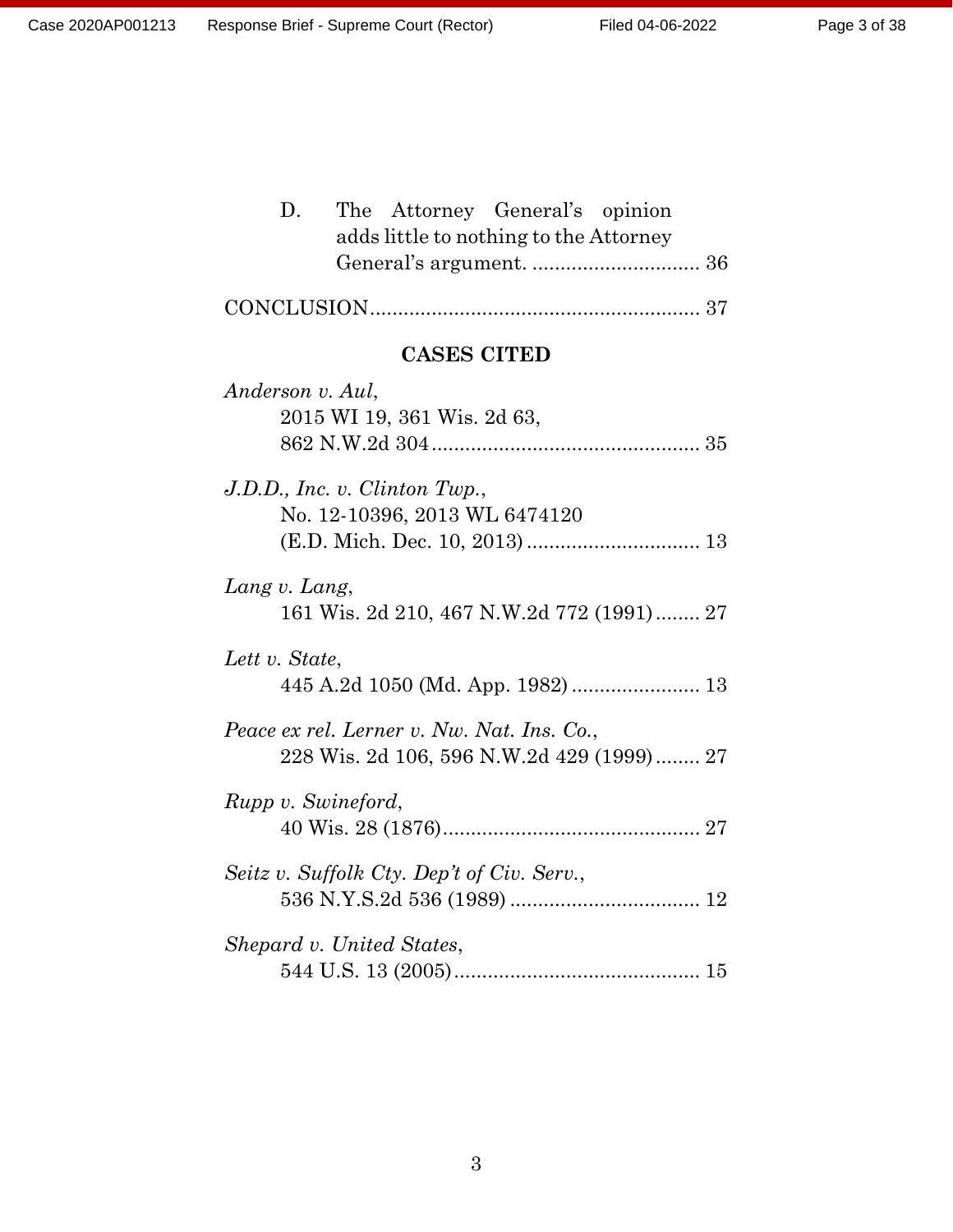D. The Attorney General's opinion adds little to nothing to the Attorney General's argument. .............................. 36

CONCLUSION.......................................................... 37

## CASES CITED

*Anderson v. Aul*,
2015 WI 19, 361 Wis. 2d 63,
862 N.W.2d 304................................................ 35

*J.D.D., Inc. v. Clinton Twp.*,
No. 12-10396, 2013 WL 6474120
(E.D. Mich. Dec. 10, 2013)............................... 13

*Lang v. Lang*,
161 Wis. 2d 210, 467 N.W.2d 772 (1991)........ 27

*Lett v. State*,
445 A.2d 1050 (Md. App. 1982)....................... 13

*Peace ex rel. Lerner v. Nw. Nat. Ins. Co.*,
228 Wis. 2d 106, 596 N.W.2d 429 (1999)........ 27

*Rupp v. Swineford*,
40 Wis. 28 (1876).............................................. 27

*Seitz v. Suffolk Cty. Dep't of Civ. Serv.*,
536 N.Y.S.2d 536 (1989).................................. 12

*Shepard v. United States*,
544 U.S. 13 (2005)............................................ 15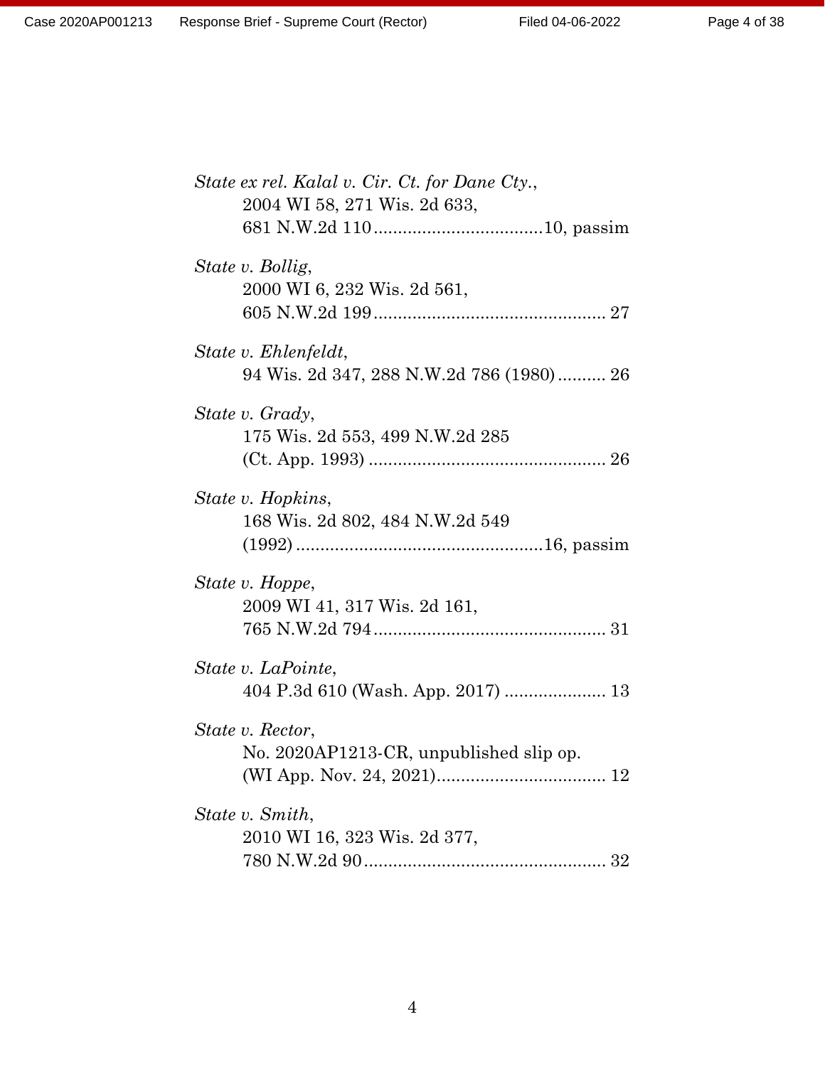*State ex rel. Kalal v. Cir. Ct. for Dane Cty.*,
2004 WI 58, 271 Wis. 2d 633,
681 N.W.2d 110 ..................................10, passim

*State v. Bollig*,
2000 WI 6, 232 Wis. 2d 561,
605 N.W.2d 199 ............................................... 27

*State v. Ehlenfeldt*,
94 Wis. 2d 347, 288 N.W.2d 786 (1980) .......... 26

*State v. Grady*,
175 Wis. 2d 553, 499 N.W.2d 285
(Ct. App. 1993) ................................................ 26

*State v. Hopkins*,
168 Wis. 2d 802, 484 N.W.2d 549
(1992) ..................................................16, passim

*State v. Hoppe*,
2009 WI 41, 317 Wis. 2d 161,
765 N.W.2d 794 ............................................... 31

*State v. LaPointe*,
404 P.3d 610 (Wash. App. 2017) .................... 13

*State v. Rector*,
No. 2020AP1213-CR, unpublished slip op.
(WI App. Nov. 24, 2021).................................. 12

*State v. Smith*,
2010 WI 16, 323 Wis. 2d 377,
780 N.W.2d 90 ................................................. 32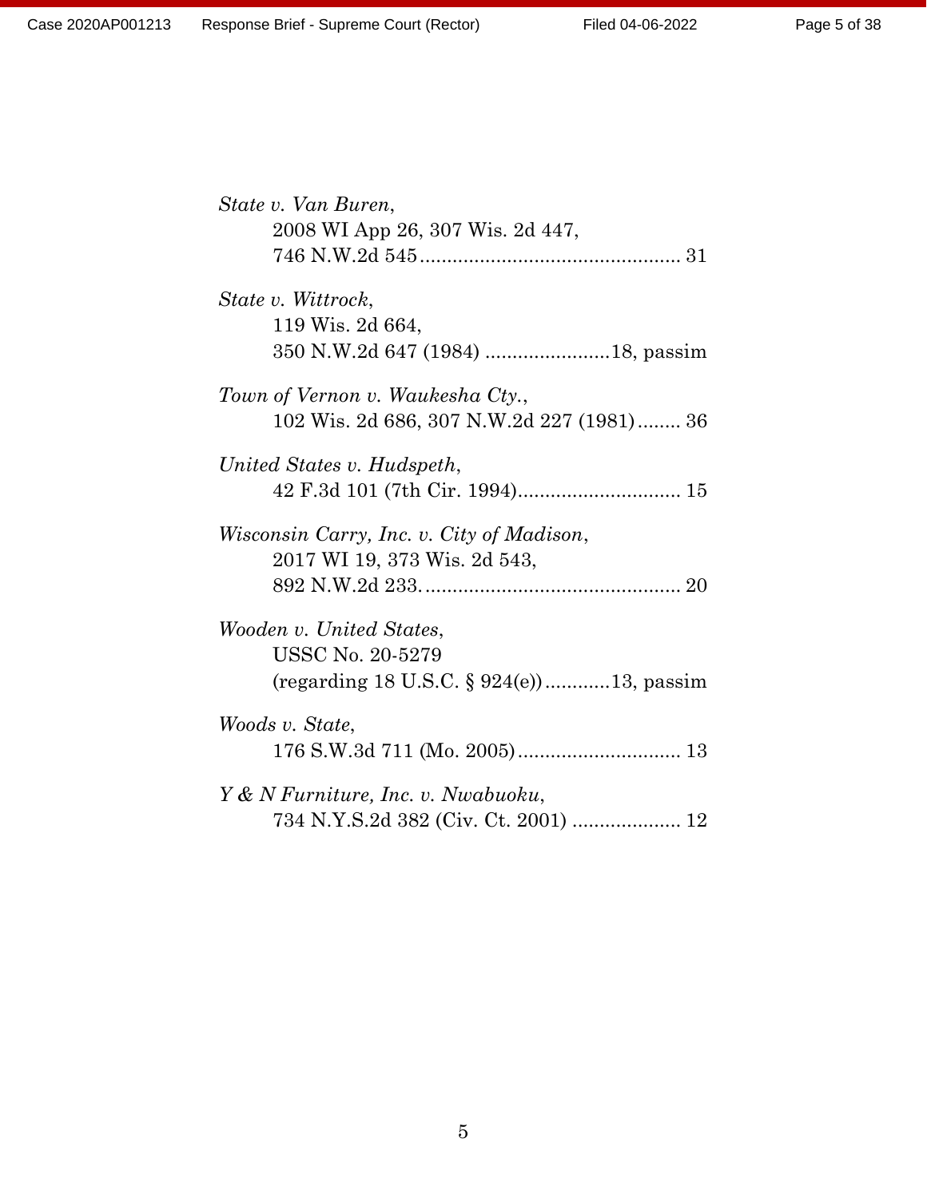*State v. Van Buren*,
2008 WI App 26, 307 Wis. 2d 447,
746 N.W.2d 545 ................................................ 31

*State v. Wittrock*,
119 Wis. 2d 664,
350 N.W.2d 647 (1984) .......................18, passim

*Town of Vernon v. Waukesha Cty.*,
102 Wis. 2d 686, 307 N.W.2d 227 (1981)........ 36

*United States v. Hudspeth*,
42 F.3d 101 (7th Cir. 1994).............................. 15

*Wisconsin Carry, Inc. v. City of Madison*,
2017 WI 19, 373 Wis. 2d 543,
892 N.W.2d 233. .............................................. 20

*Wooden v. United States*,
USSC No. 20-5279
(regarding 18 U.S.C. § 924(e))............13, passim

*Woods v. State*,
176 S.W.3d 711 (Mo. 2005).............................. 13

*Y & N Furniture, Inc. v. Nwabuoku*,
734 N.Y.S.2d 382 (Civ. Ct. 2001) .................... 12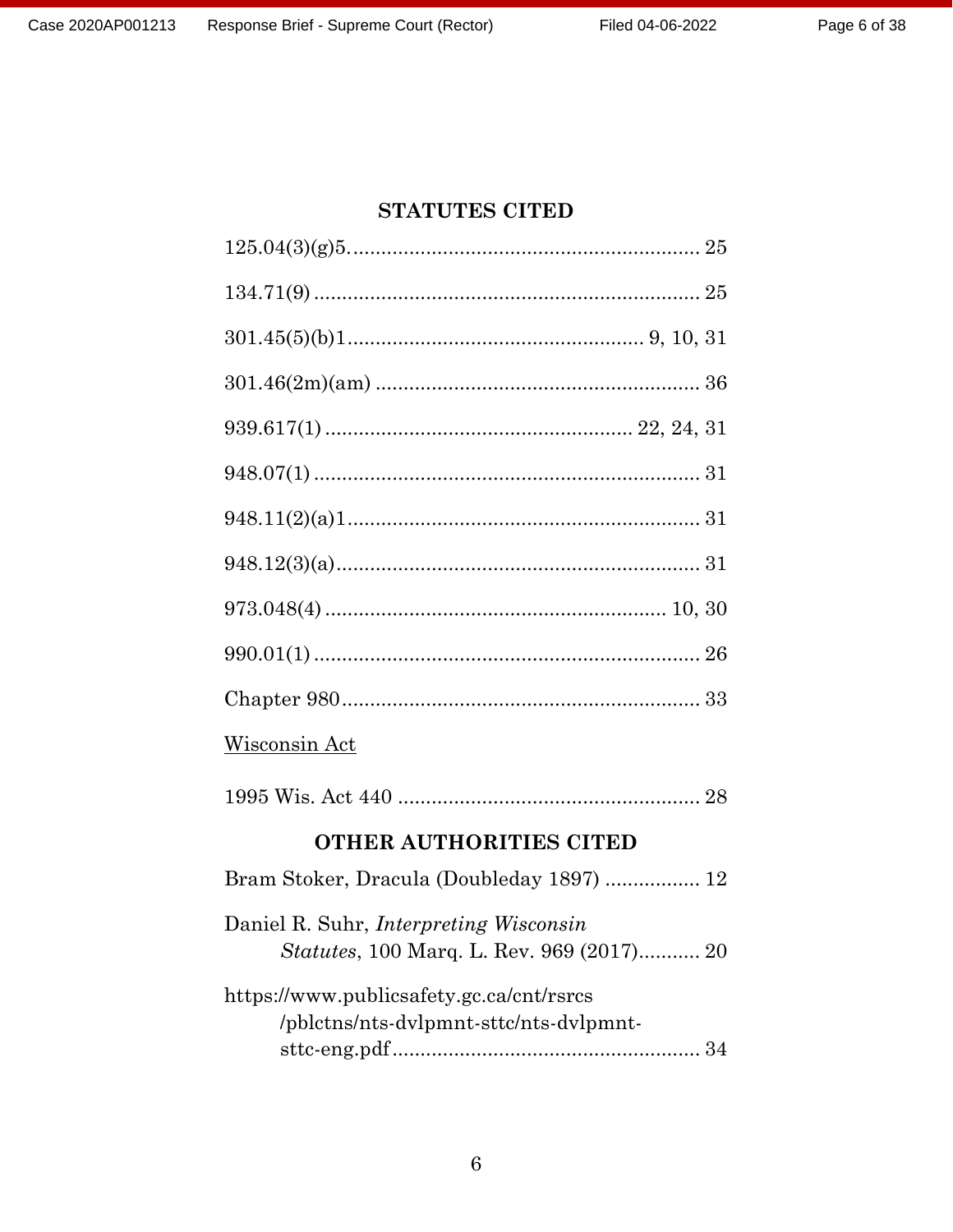## STATUTES CITED

125.04(3)(g)5. .............................................................. 25

134.71(9) .................................................................... 25

301.45(5)(b)1 ................................................... 9, 10, 31

301.46(2m)(am) ......................................................... 36

939.617(1) ..................................................... 22, 24, 31

948.07(1) .................................................................... 31

948.11(2)(a)1 .............................................................. 31

948.12(3)(a) ................................................................ 31

973.048(4) ........................................................... 10, 30

990.01(1) .................................................................... 26

Chapter 980 ............................................................... 33

<u>Wisconsin Act</u>

1995 Wis. Act 440 ..................................................... 28

## OTHER AUTHORITIES CITED

Bram Stoker, Dracula (Doubleday 1897) ................. 12

Daniel R. Suhr, *Interpreting Wisconsin Statutes*, 100 Marq. L. Rev. 969 (2017) ........... 20

https://www.publicsafety.gc.ca/cnt/rsrcs/pblctns/nts-dvlpmnt-sttc/nts-dvlpmnt-sttc-eng.pdf ....................................................... 34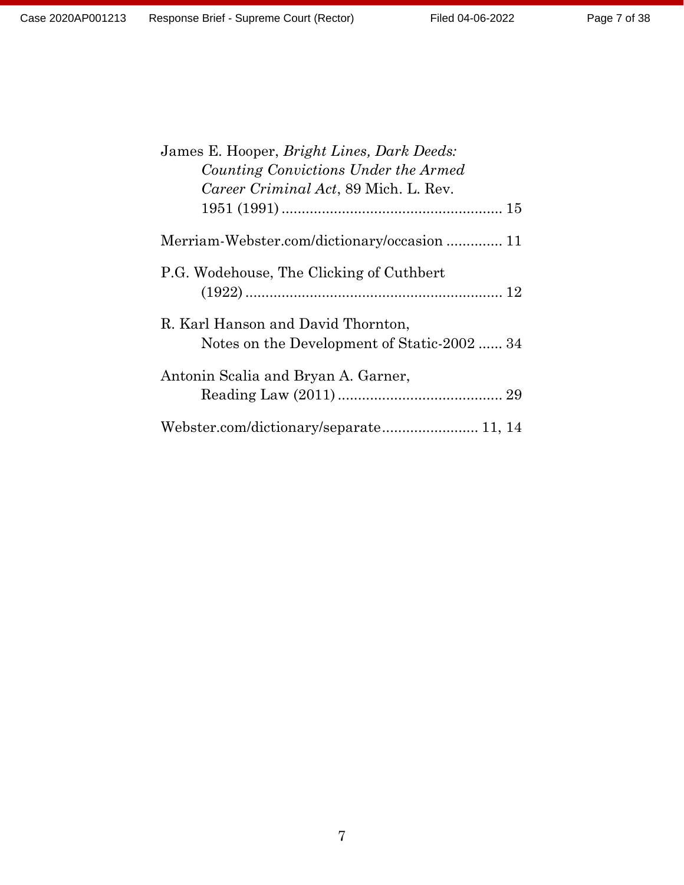James E. Hooper, *Bright Lines, Dark Deeds: Counting Convictions Under the Armed Career Criminal Act*, 89 Mich. L. Rev. 1951 (1991) ........................................................ 15

Merriam-Webster.com/dictionary/occasion .............. 11

P.G. Wodehouse, The Clicking of Cuthbert (1922) ................................................................. 12

R. Karl Hanson and David Thornton, Notes on the Development of Static-2002 ...... 34

Antonin Scalia and Bryan A. Garner, Reading Law (2011) .......................................... 29

Webster.com/dictionary/separate........................ 11, 14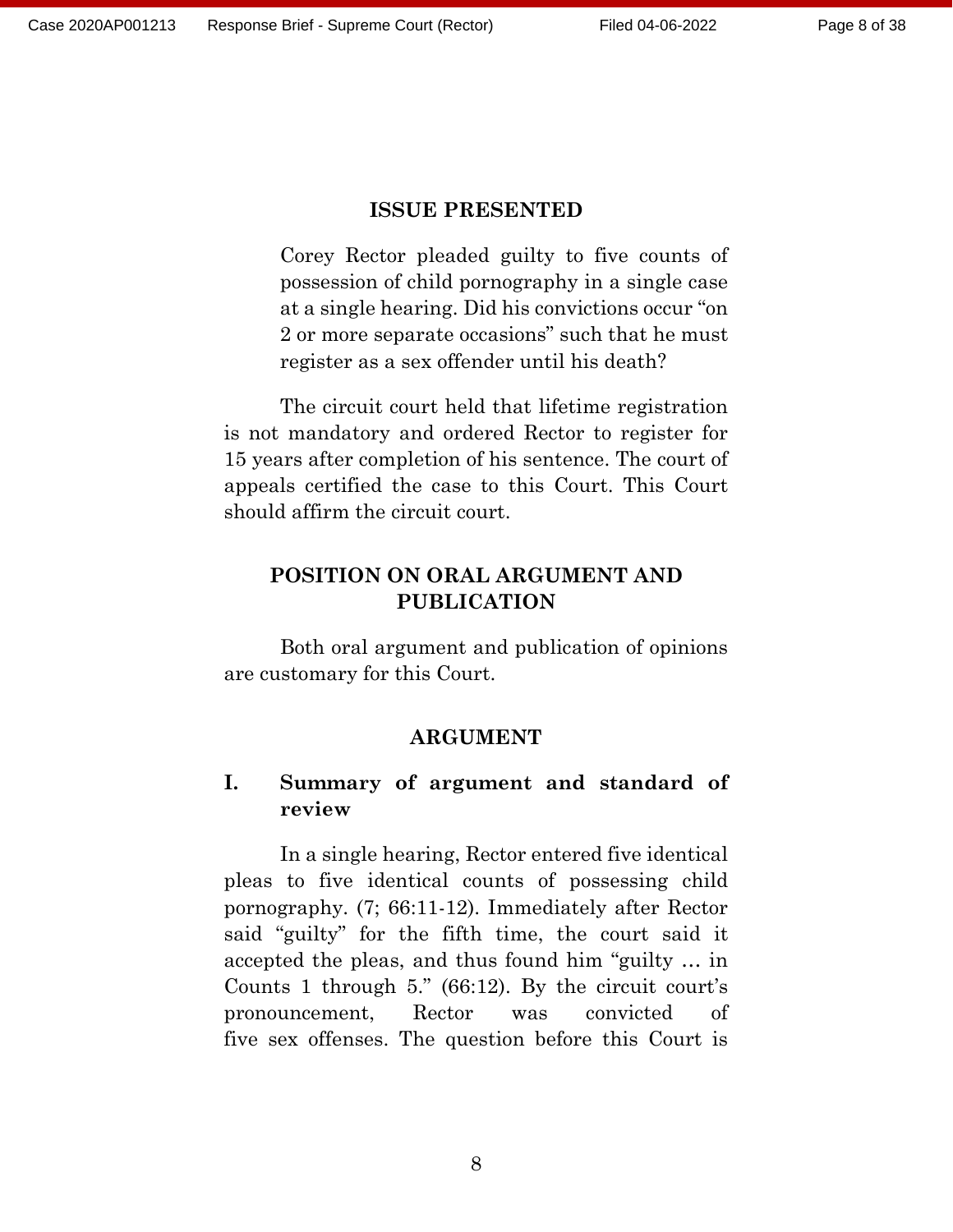## ISSUE PRESENTED

> Corey Rector pleaded guilty to five counts of possession of child pornography in a single case at a single hearing. Did his convictions occur "on 2 or more separate occasions" such that he must register as a sex offender until his death?

The circuit court held that lifetime registration is not mandatory and ordered Rector to register for 15 years after completion of his sentence. The court of appeals certified the case to this Court. This Court should affirm the circuit court.

## POSITION ON ORAL ARGUMENT AND PUBLICATION

Both oral argument and publication of opinions are customary for this Court.

## ARGUMENT

### I. Summary of argument and standard of review

In a single hearing, Rector entered five identical pleas to five identical counts of possessing child pornography. (7; 66:11-12). Immediately after Rector said "guilty" for the fifth time, the court said it accepted the pleas, and thus found him "guilty … in Counts 1 through 5." (66:12). By the circuit court's pronouncement, Rector was convicted of five sex offenses. The question before this Court is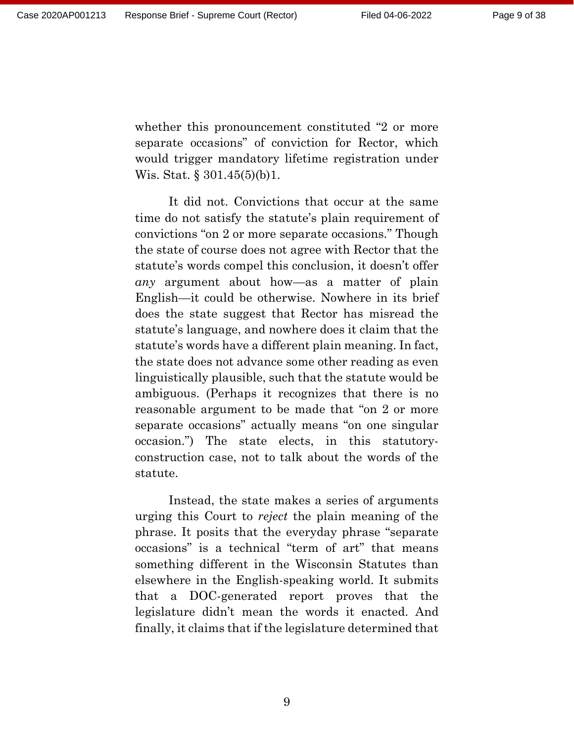whether this pronouncement constituted "2 or more separate occasions" of conviction for Rector, which would trigger mandatory lifetime registration under Wis. Stat. § 301.45(5)(b)1.

It did not. Convictions that occur at the same time do not satisfy the statute's plain requirement of convictions "on 2 or more separate occasions." Though the state of course does not agree with Rector that the statute's words compel this conclusion, it doesn't offer *any* argument about how—as a matter of plain English—it could be otherwise. Nowhere in its brief does the state suggest that Rector has misread the statute's language, and nowhere does it claim that the statute's words have a different plain meaning. In fact, the state does not advance some other reading as even linguistically plausible, such that the statute would be ambiguous. (Perhaps it recognizes that there is no reasonable argument to be made that "on 2 or more separate occasions" actually means "on one singular occasion.") The state elects, in this statutory-construction case, not to talk about the words of the statute.

Instead, the state makes a series of arguments urging this Court to *reject* the plain meaning of the phrase. It posits that the everyday phrase "separate occasions" is a technical "term of art" that means something different in the Wisconsin Statutes than elsewhere in the English-speaking world. It submits that a DOC-generated report proves that the legislature didn't mean the words it enacted. And finally, it claims that if the legislature determined that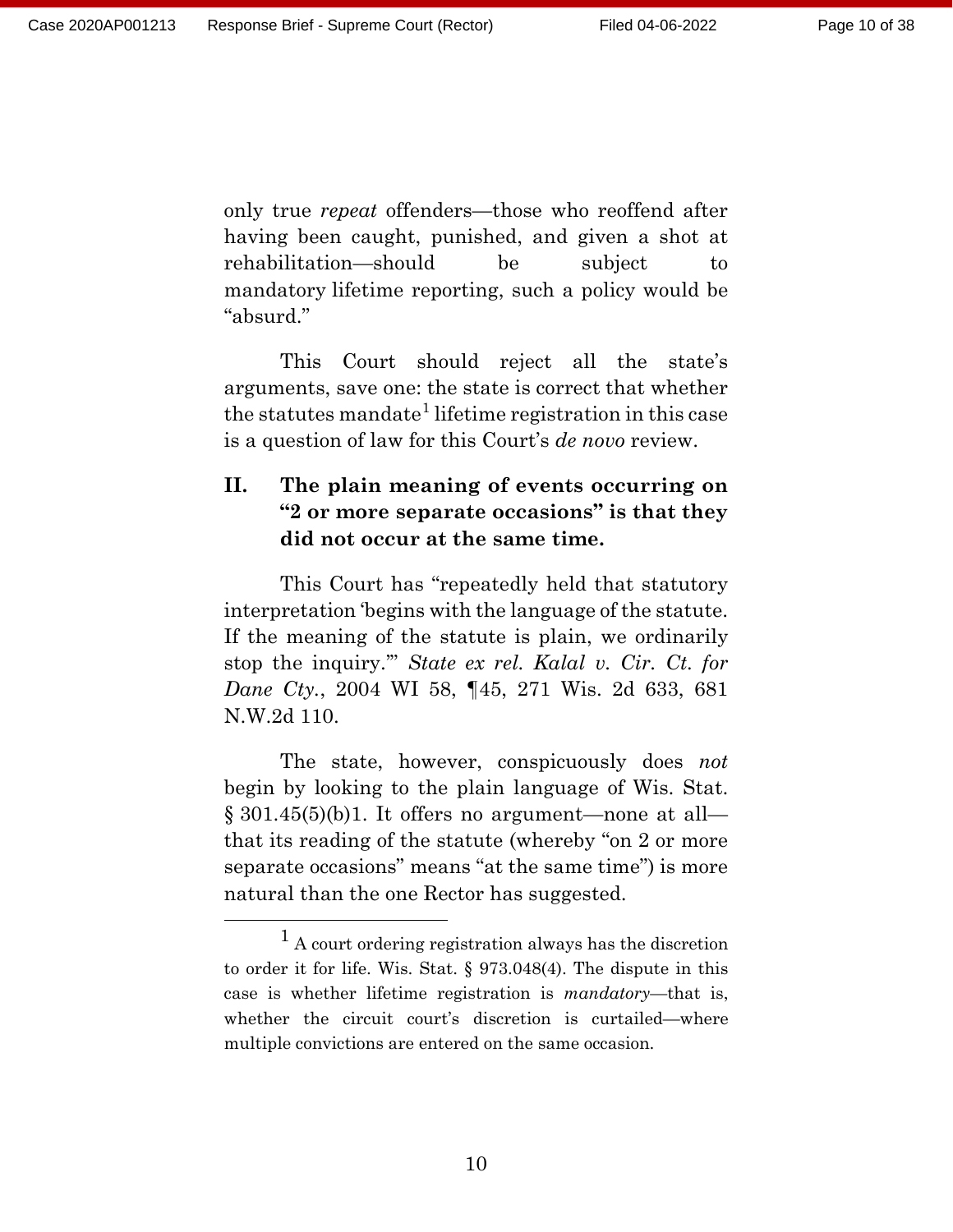only true *repeat* offenders—those who reoffend after having been caught, punished, and given a shot at rehabilitation—should be subject to mandatory lifetime reporting, such a policy would be "absurd."

This Court should reject all the state's arguments, save one: the state is correct that whether the statutes mandate[1] lifetime registration in this case is a question of law for this Court's *de novo* review.

## II. The plain meaning of events occurring on "2 or more separate occasions" is that they did not occur at the same time.

This Court has "repeatedly held that statutory interpretation 'begins with the language of the statute. If the meaning of the statute is plain, we ordinarily stop the inquiry.'" *State ex rel. Kalal v. Cir. Ct. for Dane Cty.*, 2004 WI 58, ¶45, 271 Wis. 2d 633, 681 N.W.2d 110.

The state, however, conspicuously does *not* begin by looking to the plain language of Wis. Stat. § 301.45(5)(b)1. It offers no argument—none at all—that its reading of the statute (whereby "on 2 or more separate occasions" means "at the same time") is more natural than the one Rector has suggested.

---

[1] A court ordering registration always has the discretion to order it for life. Wis. Stat. § 973.048(4). The dispute in this case is whether lifetime registration is *mandatory*—that is, whether the circuit court's discretion is curtailed—where multiple convictions are entered on the same occasion.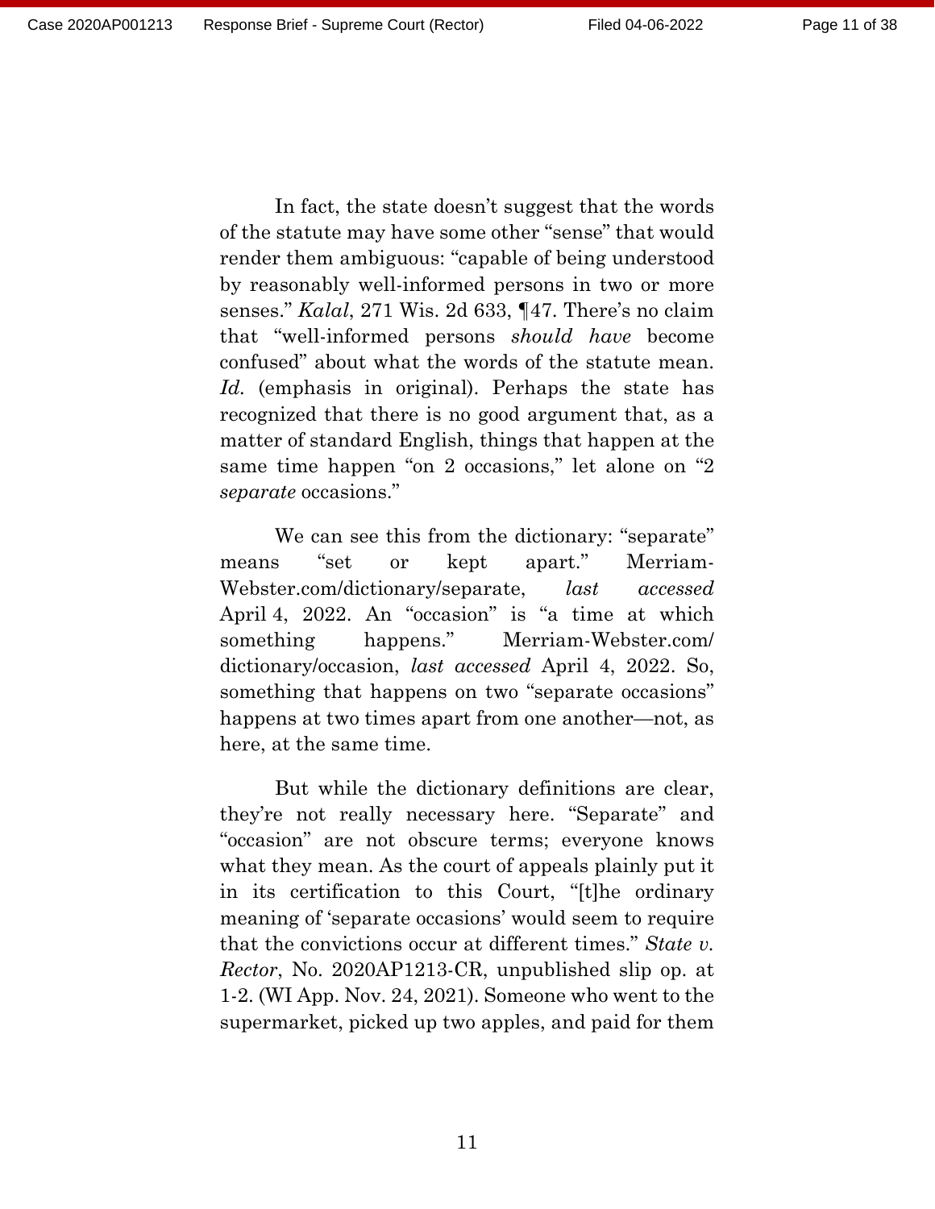In fact, the state doesn't suggest that the words of the statute may have some other "sense" that would render them ambiguous: "capable of being understood by reasonably well-informed persons in two or more senses." *Kalal*, 271 Wis. 2d 633, ¶47. There's no claim that "well-informed persons *should have* become confused" about what the words of the statute mean. *Id.* (emphasis in original). Perhaps the state has recognized that there is no good argument that, as a matter of standard English, things that happen at the same time happen "on 2 occasions," let alone on "2 *separate* occasions."

We can see this from the dictionary: "separate" means "set or kept apart." Merriam-Webster.com/dictionary/separate, *last accessed* April 4, 2022. An "occasion" is "a time at which something happens." Merriam-Webster.com/dictionary/occasion, *last accessed* April 4, 2022. So, something that happens on two "separate occasions" happens at two times apart from one another—not, as here, at the same time.

But while the dictionary definitions are clear, they're not really necessary here. "Separate" and "occasion" are not obscure terms; everyone knows what they mean. As the court of appeals plainly put it in its certification to this Court, "[t]he ordinary meaning of 'separate occasions' would seem to require that the convictions occur at different times." *State v. Rector*, No. 2020AP1213-CR, unpublished slip op. at 1-2. (WI App. Nov. 24, 2021). Someone who went to the supermarket, picked up two apples, and paid for them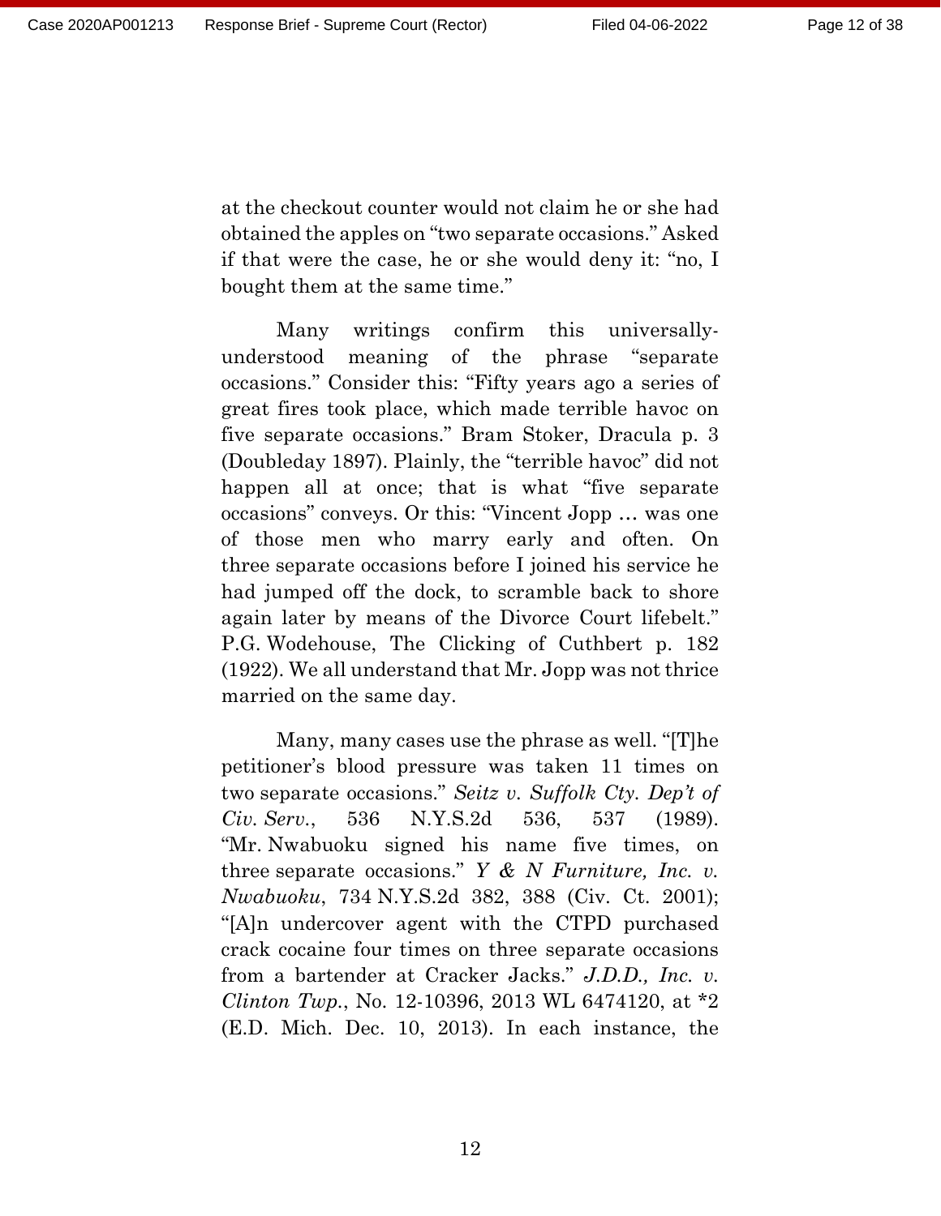at the checkout counter would not claim he or she had obtained the apples on "two separate occasions." Asked if that were the case, he or she would deny it: "no, I bought them at the same time."

Many writings confirm this universally-understood meaning of the phrase "separate occasions." Consider this: "Fifty years ago a series of great fires took place, which made terrible havoc on five separate occasions." Bram Stoker, Dracula p. 3 (Doubleday 1897). Plainly, the "terrible havoc" did not happen all at once; that is what "five separate occasions" conveys. Or this: "Vincent Jopp … was one of those men who marry early and often. On three separate occasions before I joined his service he had jumped off the dock, to scramble back to shore again later by means of the Divorce Court lifebelt." P.G. Wodehouse, The Clicking of Cuthbert p. 182 (1922). We all understand that Mr. Jopp was not thrice married on the same day.

Many, many cases use the phrase as well. "[T]he petitioner's blood pressure was taken 11 times on two separate occasions." *Seitz v. Suffolk Cty. Dep't of Civ. Serv.*, 536 N.Y.S.2d 536, 537 (1989). "Mr. Nwabuoku signed his name five times, on three separate occasions." *Y & N Furniture, Inc. v. Nwabuoku*, 734 N.Y.S.2d 382, 388 (Civ. Ct. 2001); "[A]n undercover agent with the CTPD purchased crack cocaine four times on three separate occasions from a bartender at Cracker Jacks." *J.D.D., Inc. v. Clinton Twp.*, No. 12-10396, 2013 WL 6474120, at *2 (E.D. Mich. Dec. 10, 2013). In each instance, the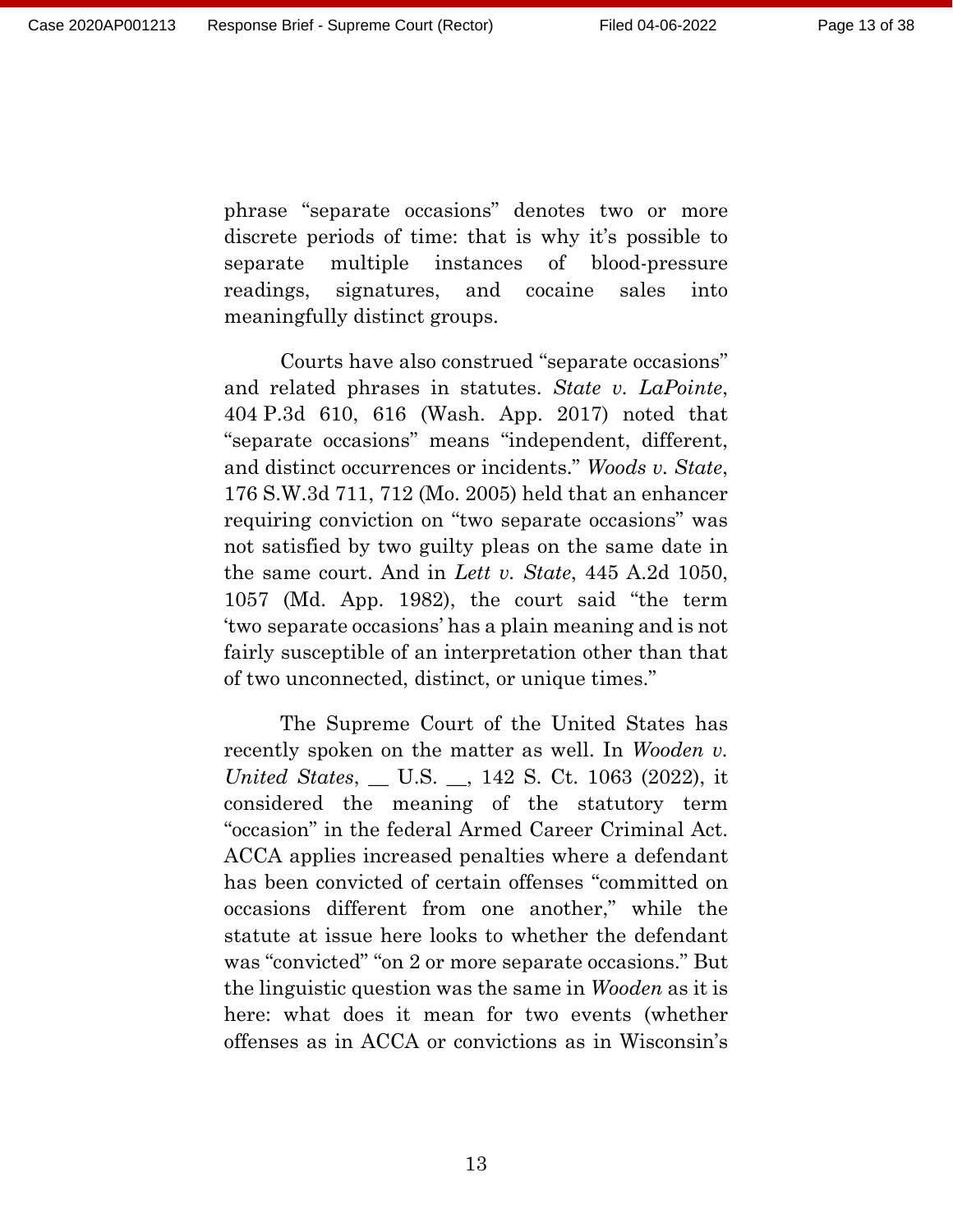phrase "separate occasions" denotes two or more discrete periods of time: that is why it's possible to separate multiple instances of blood-pressure readings, signatures, and cocaine sales into meaningfully distinct groups.

Courts have also construed "separate occasions" and related phrases in statutes. *State v. LaPointe*, 404 P.3d 610, 616 (Wash. App. 2017) noted that "separate occasions" means "independent, different, and distinct occurrences or incidents." *Woods v. State*, 176 S.W.3d 711, 712 (Mo. 2005) held that an enhancer requiring conviction on "two separate occasions" was not satisfied by two guilty pleas on the same date in the same court. And in *Lett v. State*, 445 A.2d 1050, 1057 (Md. App. 1982), the court said "the term 'two separate occasions' has a plain meaning and is not fairly susceptible of an interpretation other than that of two unconnected, distinct, or unique times."

The Supreme Court of the United States has recently spoken on the matter as well. In *Wooden v. United States*, __ U.S. __, 142 S. Ct. 1063 (2022), it considered the meaning of the statutory term "occasion" in the federal Armed Career Criminal Act. ACCA applies increased penalties where a defendant has been convicted of certain offenses "committed on occasions different from one another," while the statute at issue here looks to whether the defendant was "convicted" "on 2 or more separate occasions." But the linguistic question was the same in *Wooden* as it is here: what does it mean for two events (whether offenses as in ACCA or convictions as in Wisconsin's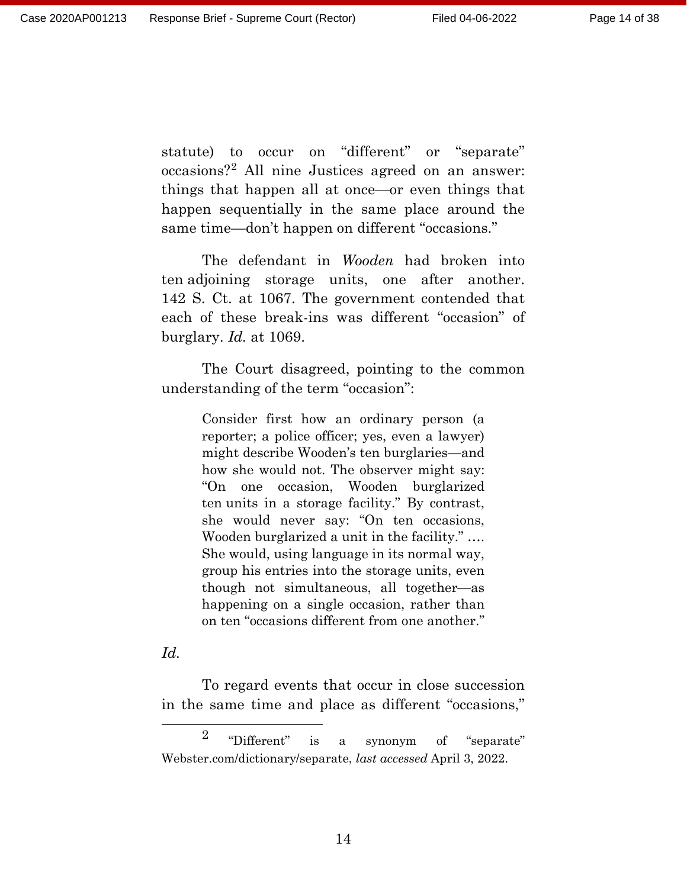statute) to occur on "different" or "separate" occasions?[2] All nine Justices agreed on an answer: things that happen all at once—or even things that happen sequentially in the same place around the same time—don't happen on different "occasions."

The defendant in *Wooden* had broken into ten adjoining storage units, one after another. 142 S. Ct. at 1067. The government contended that each of these break-ins was different "occasion" of burglary. *Id.* at 1069.

The Court disagreed, pointing to the common understanding of the term "occasion":

> Consider first how an ordinary person (a reporter; a police officer; yes, even a lawyer) might describe Wooden's ten burglaries—and how she would not. The observer might say: "On one occasion, Wooden burglarized ten units in a storage facility." By contrast, she would never say: "On ten occasions, Wooden burglarized a unit in the facility." …. She would, using language in its normal way, group his entries into the storage units, even though not simultaneous, all together—as happening on a single occasion, rather than on ten "occasions different from one another."

*Id.*

To regard events that occur in close succession in the same time and place as different "occasions,"

---

[2] "Different" is a synonym of "separate" Webster.com/dictionary/separate, *last accessed* April 3, 2022.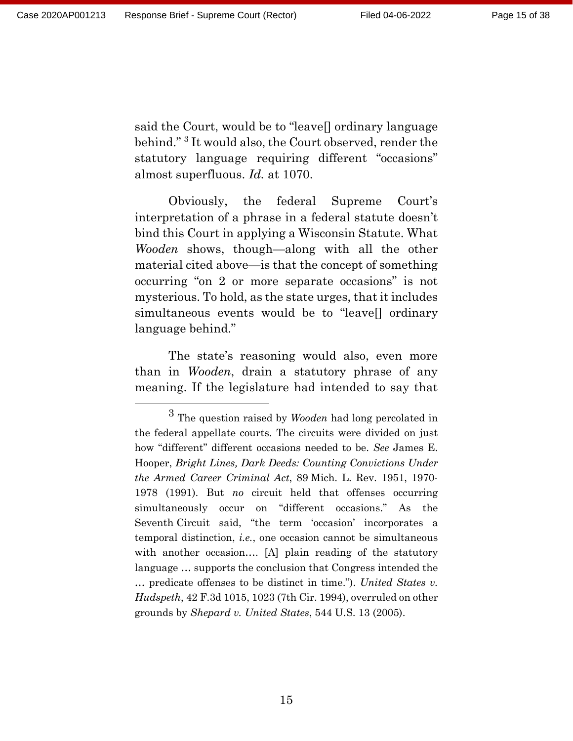said the Court, would be to "leave[] ordinary language behind." [3] It would also, the Court observed, render the statutory language requiring different "occasions" almost superfluous. *Id.* at 1070.

Obviously, the federal Supreme Court's interpretation of a phrase in a federal statute doesn't bind this Court in applying a Wisconsin Statute. What *Wooden* shows, though—along with all the other material cited above—is that the concept of something occurring "on 2 or more separate occasions" is not mysterious. To hold, as the state urges, that it includes simultaneous events would be to "leave[] ordinary language behind."

The state's reasoning would also, even more than in *Wooden*, drain a statutory phrase of any meaning. If the legislature had intended to say that

---

[3] The question raised by *Wooden* had long percolated in the federal appellate courts. The circuits were divided on just how "different" different occasions needed to be. *See* James E. Hooper, *Bright Lines, Dark Deeds: Counting Convictions Under the Armed Career Criminal Act*, 89 Mich. L. Rev. 1951, 1970-1978 (1991). But *no* circuit held that offenses occurring simultaneously occur on "different occasions." As the Seventh Circuit said, "the term 'occasion' incorporates a temporal distinction, *i.e.*, one occasion cannot be simultaneous with another occasion…. [A] plain reading of the statutory language … supports the conclusion that Congress intended the … predicate offenses to be distinct in time."). *United States v. Hudspeth*, 42 F.3d 1015, 1023 (7th Cir. 1994), overruled on other grounds by *Shepard v. United States*, 544 U.S. 13 (2005).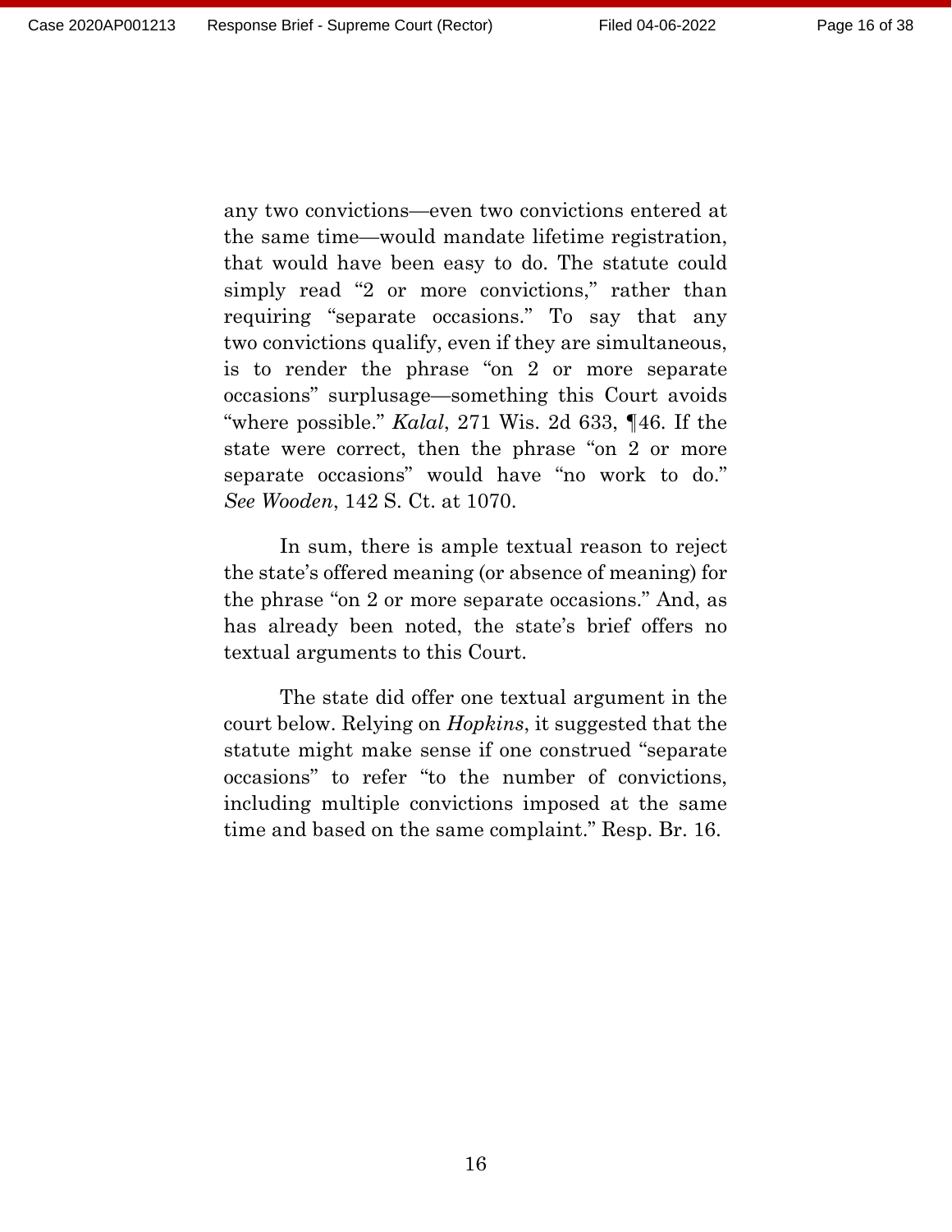any two convictions—even two convictions entered at the same time—would mandate lifetime registration, that would have been easy to do. The statute could simply read "2 or more convictions," rather than requiring "separate occasions." To say that any two convictions qualify, even if they are simultaneous, is to render the phrase "on 2 or more separate occasions" surplusage—something this Court avoids "where possible." *Kalal*, 271 Wis. 2d 633, ¶46. If the state were correct, then the phrase "on 2 or more separate occasions" would have "no work to do." *See Wooden*, 142 S. Ct. at 1070.

In sum, there is ample textual reason to reject the state's offered meaning (or absence of meaning) for the phrase "on 2 or more separate occasions." And, as has already been noted, the state's brief offers no textual arguments to this Court.

The state did offer one textual argument in the court below. Relying on *Hopkins*, it suggested that the statute might make sense if one construed "separate occasions" to refer "to the number of convictions, including multiple convictions imposed at the same time and based on the same complaint." Resp. Br. 16.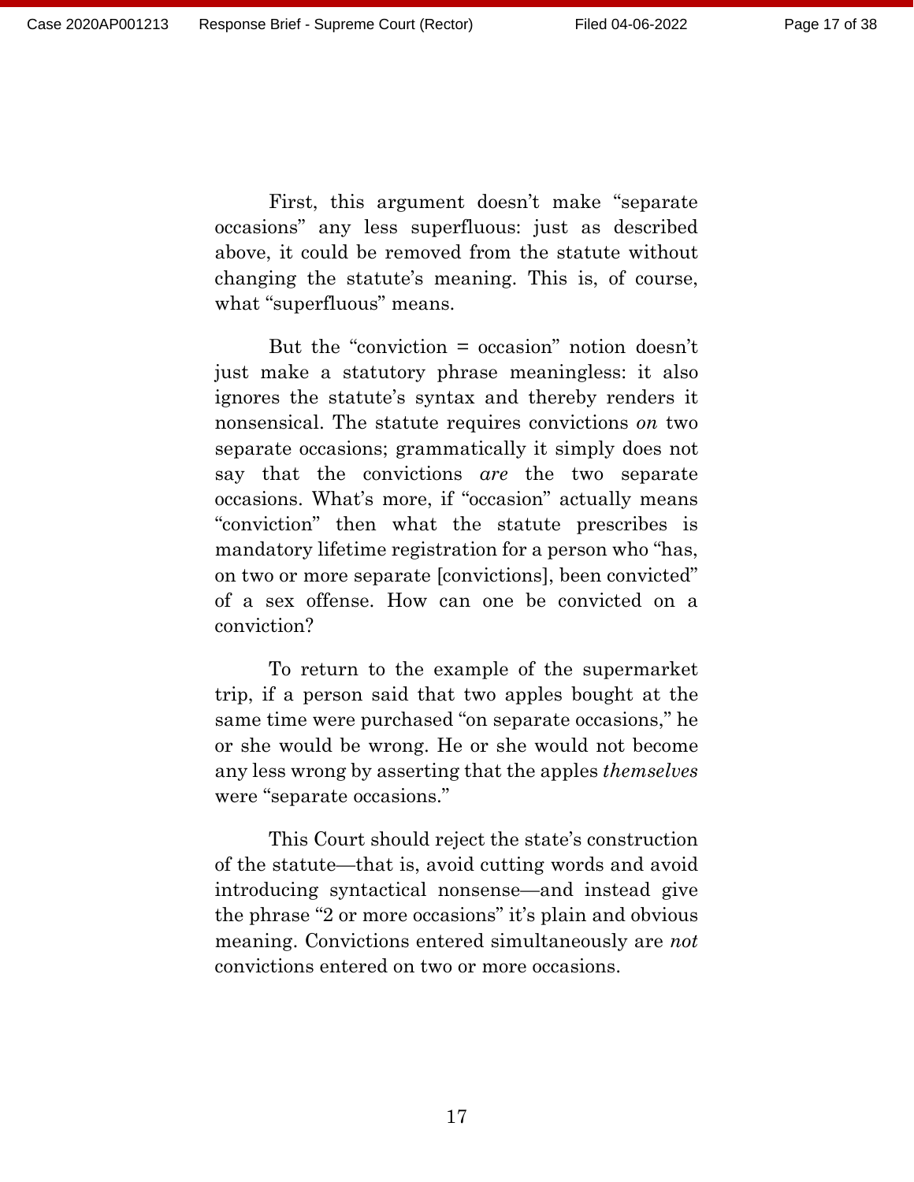First, this argument doesn't make "separate occasions" any less superfluous: just as described above, it could be removed from the statute without changing the statute's meaning. This is, of course, what "superfluous" means.

But the "conviction = occasion" notion doesn't just make a statutory phrase meaningless: it also ignores the statute's syntax and thereby renders it nonsensical. The statute requires convictions *on* two separate occasions; grammatically it simply does not say that the convictions *are* the two separate occasions. What's more, if "occasion" actually means "conviction" then what the statute prescribes is mandatory lifetime registration for a person who "has, on two or more separate [convictions], been convicted" of a sex offense. How can one be convicted on a conviction?

To return to the example of the supermarket trip, if a person said that two apples bought at the same time were purchased "on separate occasions," he or she would be wrong. He or she would not become any less wrong by asserting that the apples *themselves* were "separate occasions."

This Court should reject the state's construction of the statute—that is, avoid cutting words and avoid introducing syntactical nonsense—and instead give the phrase "2 or more occasions" it's plain and obvious meaning. Convictions entered simultaneously are *not* convictions entered on two or more occasions.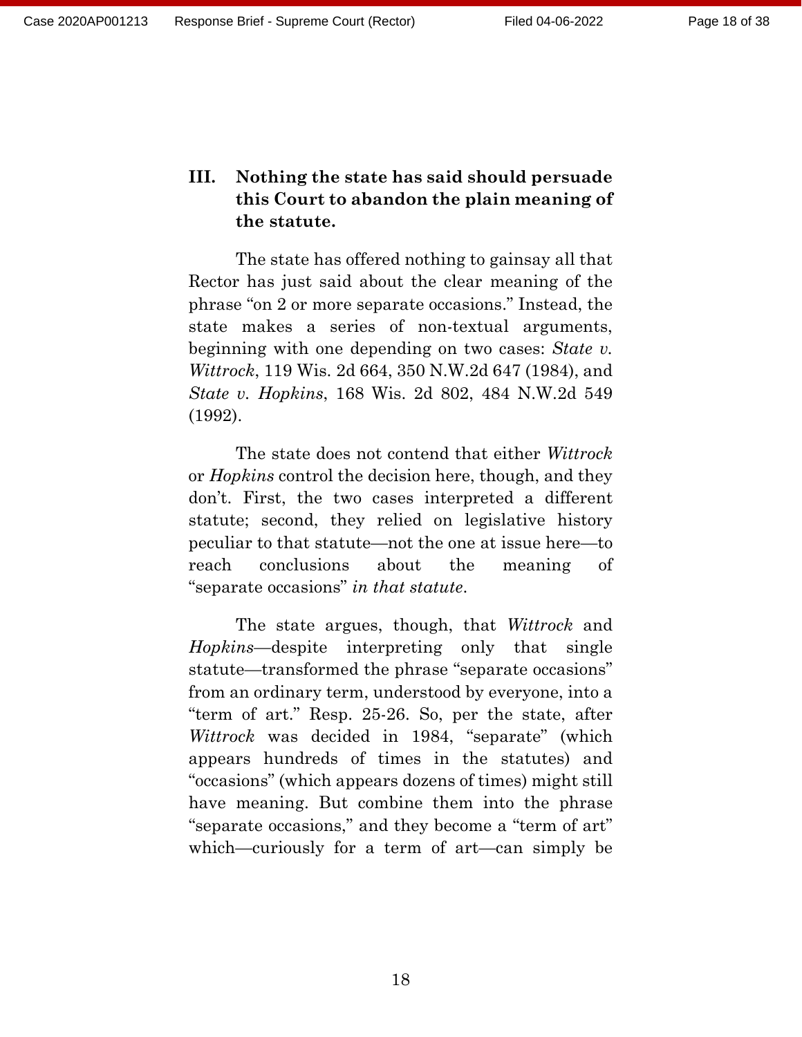## III. Nothing the state has said should persuade this Court to abandon the plain meaning of the statute.

The state has offered nothing to gainsay all that Rector has just said about the clear meaning of the phrase "on 2 or more separate occasions." Instead, the state makes a series of non-textual arguments, beginning with one depending on two cases: *State v. Wittrock*, 119 Wis. 2d 664, 350 N.W.2d 647 (1984), and *State v. Hopkins*, 168 Wis. 2d 802, 484 N.W.2d 549 (1992).

The state does not contend that either *Wittrock* or *Hopkins* control the decision here, though, and they don't. First, the two cases interpreted a different statute; second, they relied on legislative history peculiar to that statute—not the one at issue here—to reach conclusions about the meaning of "separate occasions" *in that statute*.

The state argues, though, that *Wittrock* and *Hopkins*—despite interpreting only that single statute—transformed the phrase "separate occasions" from an ordinary term, understood by everyone, into a "term of art." Resp. 25-26. So, per the state, after *Wittrock* was decided in 1984, "separate" (which appears hundreds of times in the statutes) and "occasions" (which appears dozens of times) might still have meaning. But combine them into the phrase "separate occasions," and they become a "term of art" which—curiously for a term of art—can simply be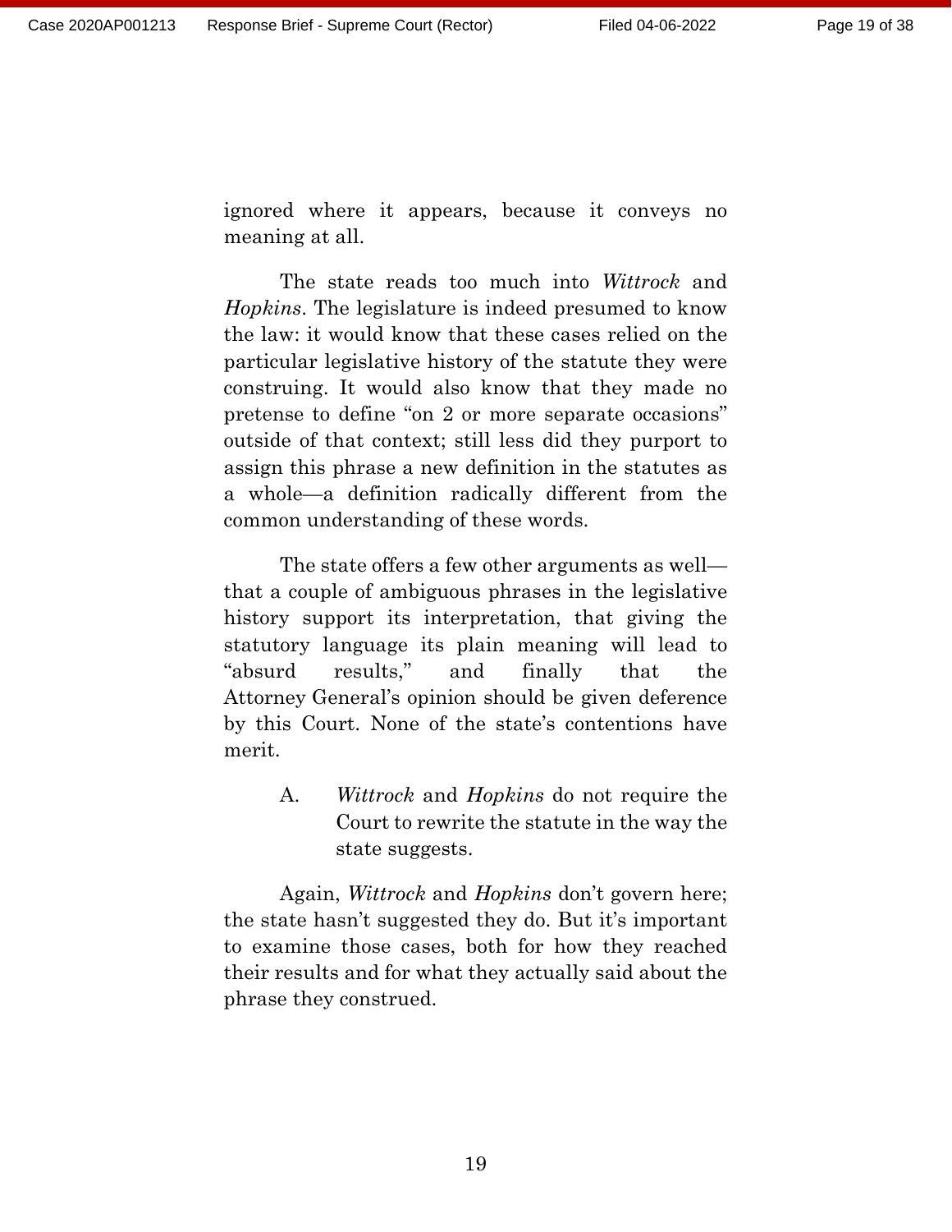ignored where it appears, because it conveys no meaning at all.

The state reads too much into *Wittrock* and *Hopkins*. The legislature is indeed presumed to know the law: it would know that these cases relied on the particular legislative history of the statute they were construing. It would also know that they made no pretense to define "on 2 or more separate occasions" outside of that context; still less did they purport to assign this phrase a new definition in the statutes as a whole—a definition radically different from the common understanding of these words.

The state offers a few other arguments as well—that a couple of ambiguous phrases in the legislative history support its interpretation, that giving the statutory language its plain meaning will lead to "absurd results," and finally that the Attorney General's opinion should be given deference by this Court. None of the state's contentions have merit.

### A. *Wittrock* and *Hopkins* do not require the Court to rewrite the statute in the way the state suggests.

Again, *Wittrock* and *Hopkins* don't govern here; the state hasn't suggested they do. But it's important to examine those cases, both for how they reached their results and for what they actually said about the phrase they construed.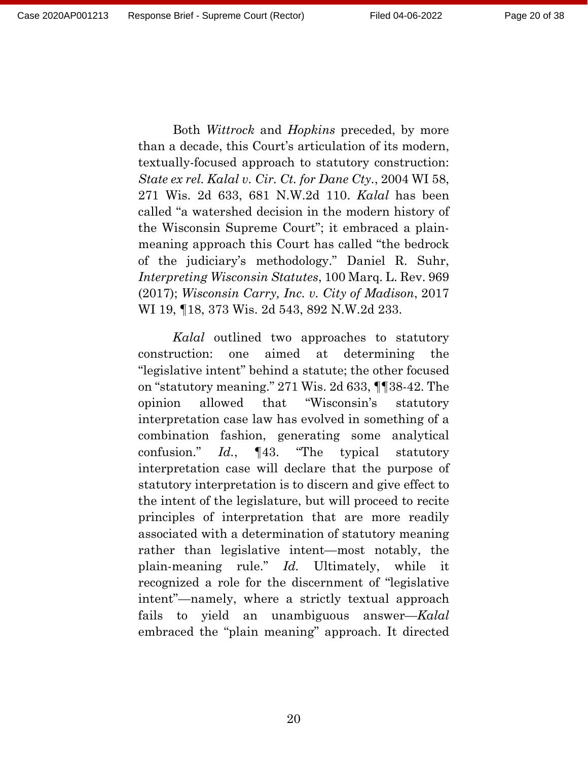Both *Wittrock* and *Hopkins* preceded, by more than a decade, this Court's articulation of its modern, textually-focused approach to statutory construction: *State ex rel. Kalal v. Cir. Ct. for Dane Cty.*, 2004 WI 58, 271 Wis. 2d 633, 681 N.W.2d 110. *Kalal* has been called "a watershed decision in the modern history of the Wisconsin Supreme Court"; it embraced a plain-meaning approach this Court has called "the bedrock of the judiciary's methodology." Daniel R. Suhr, *Interpreting Wisconsin Statutes*, 100 Marq. L. Rev. 969 (2017); *Wisconsin Carry, Inc. v. City of Madison*, 2017 WI 19, ¶18, 373 Wis. 2d 543, 892 N.W.2d 233.

*Kalal* outlined two approaches to statutory construction: one aimed at determining the "legislative intent" behind a statute; the other focused on "statutory meaning." 271 Wis. 2d 633, ¶¶38-42. The opinion allowed that "Wisconsin's statutory interpretation case law has evolved in something of a combination fashion, generating some analytical confusion." *Id.*, ¶43. "The typical statutory interpretation case will declare that the purpose of statutory interpretation is to discern and give effect to the intent of the legislature, but will proceed to recite principles of interpretation that are more readily associated with a determination of statutory meaning rather than legislative intent—most notably, the plain-meaning rule." *Id.* Ultimately, while it recognized a role for the discernment of "legislative intent"—namely, where a strictly textual approach fails to yield an unambiguous answer—*Kalal* embraced the "plain meaning" approach. It directed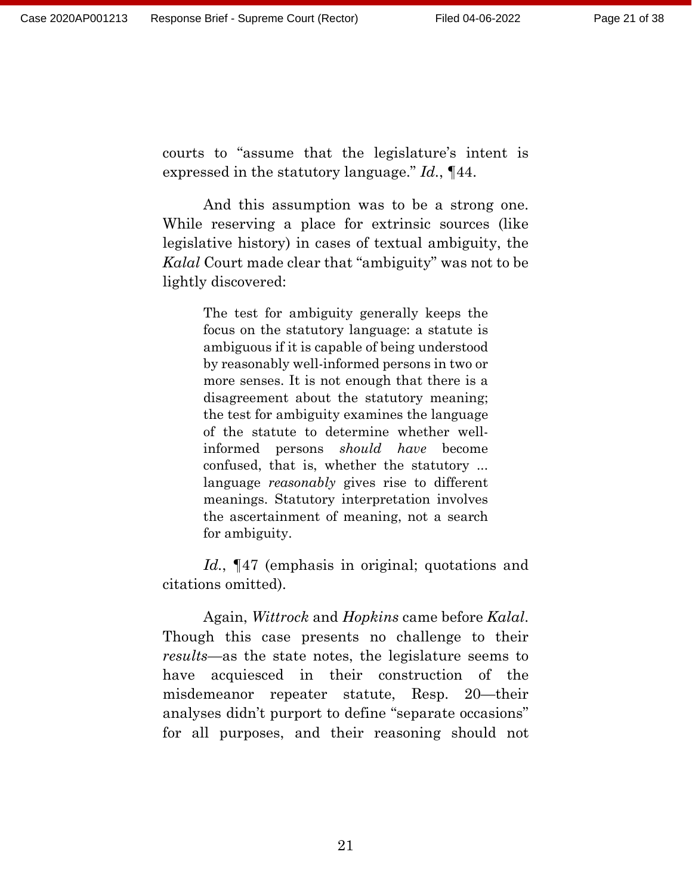courts to "assume that the legislature's intent is expressed in the statutory language." *Id.*, ¶44.

And this assumption was to be a strong one. While reserving a place for extrinsic sources (like legislative history) in cases of textual ambiguity, the *Kalal* Court made clear that "ambiguity" was not to be lightly discovered:

> The test for ambiguity generally keeps the focus on the statutory language: a statute is ambiguous if it is capable of being understood by reasonably well-informed persons in two or more senses. It is not enough that there is a disagreement about the statutory meaning; the test for ambiguity examines the language of the statute to determine whether well-informed persons *should have* become confused, that is, whether the statutory ... language *reasonably* gives rise to different meanings. Statutory interpretation involves the ascertainment of meaning, not a search for ambiguity.

*Id.*, ¶47 (emphasis in original; quotations and citations omitted).

Again, *Wittrock* and *Hopkins* came before *Kalal*. Though this case presents no challenge to their *results*—as the state notes, the legislature seems to have acquiesced in their construction of the misdemeanor repeater statute, Resp. 20—their analyses didn't purport to define "separate occasions" for all purposes, and their reasoning should not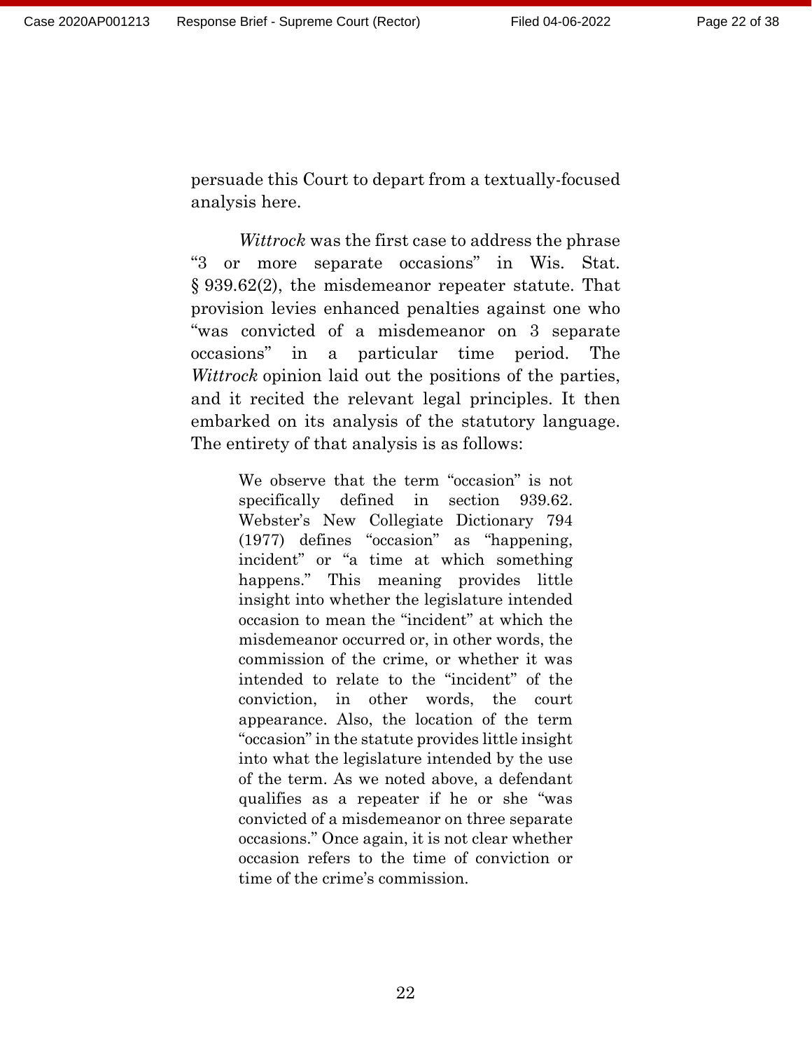persuade this Court to depart from a textually-focused analysis here.

*Wittrock* was the first case to address the phrase "3 or more separate occasions" in Wis. Stat. § 939.62(2), the misdemeanor repeater statute. That provision levies enhanced penalties against one who "was convicted of a misdemeanor on 3 separate occasions" in a particular time period. The *Wittrock* opinion laid out the positions of the parties, and it recited the relevant legal principles. It then embarked on its analysis of the statutory language. The entirety of that analysis is as follows:

> We observe that the term "occasion" is not specifically defined in section 939.62. Webster's New Collegiate Dictionary 794 (1977) defines "occasion" as "happening, incident" or "a time at which something happens." This meaning provides little insight into whether the legislature intended occasion to mean the "incident" at which the misdemeanor occurred or, in other words, the commission of the crime, or whether it was intended to relate to the "incident" of the conviction, in other words, the court appearance. Also, the location of the term "occasion" in the statute provides little insight into what the legislature intended by the use of the term. As we noted above, a defendant qualifies as a repeater if he or she "was convicted of a misdemeanor on three separate occasions." Once again, it is not clear whether occasion refers to the time of conviction or time of the crime's commission.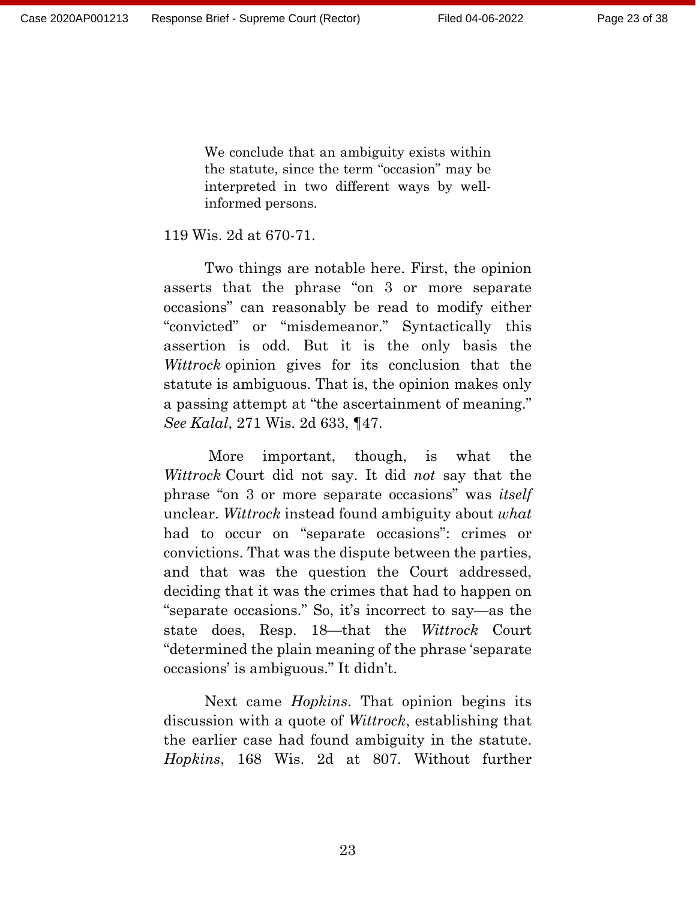> We conclude that an ambiguity exists within the statute, since the term "occasion" may be interpreted in two different ways by well-informed persons.

119 Wis. 2d at 670-71.

Two things are notable here. First, the opinion asserts that the phrase "on 3 or more separate occasions" can reasonably be read to modify either "convicted" or "misdemeanor." Syntactically this assertion is odd. But it is the only basis the *Wittrock* opinion gives for its conclusion that the statute is ambiguous. That is, the opinion makes only a passing attempt at "the ascertainment of meaning." *See Kalal*, 271 Wis. 2d 633, ¶47.

More important, though, is what the *Wittrock* Court did not say. It did *not* say that the phrase "on 3 or more separate occasions" was *itself* unclear. *Wittrock* instead found ambiguity about *what* had to occur on "separate occasions": crimes or convictions. That was the dispute between the parties, and that was the question the Court addressed, deciding that it was the crimes that had to happen on "separate occasions." So, it's incorrect to say—as the state does, Resp. 18—that the *Wittrock* Court "determined the plain meaning of the phrase 'separate occasions' is ambiguous." It didn't.

Next came *Hopkins*. That opinion begins its discussion with a quote of *Wittrock*, establishing that the earlier case had found ambiguity in the statute. *Hopkins*, 168 Wis. 2d at 807. Without further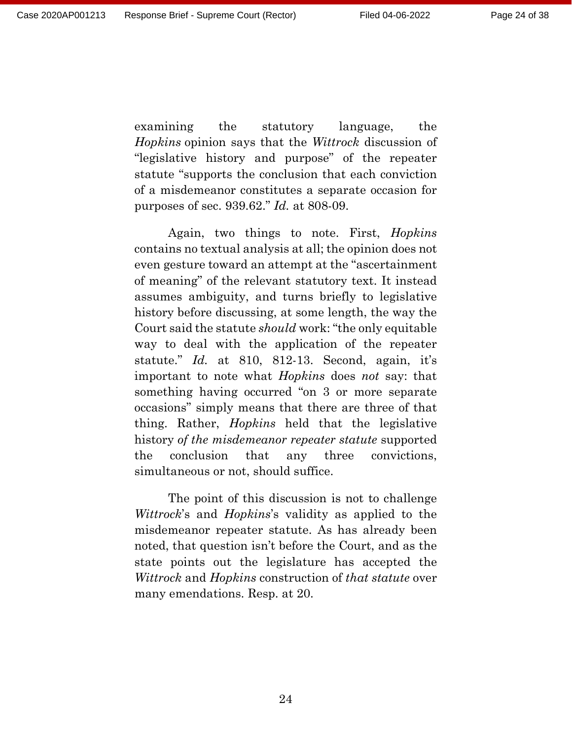examining the statutory language, the *Hopkins* opinion says that the *Wittrock* discussion of "legislative history and purpose" of the repeater statute "supports the conclusion that each conviction of a misdemeanor constitutes a separate occasion for purposes of sec. 939.62." *Id.* at 808-09.

Again, two things to note. First, *Hopkins* contains no textual analysis at all; the opinion does not even gesture toward an attempt at the "ascertainment of meaning" of the relevant statutory text. It instead assumes ambiguity, and turns briefly to legislative history before discussing, at some length, the way the Court said the statute *should* work: "the only equitable way to deal with the application of the repeater statute." *Id.* at 810, 812-13. Second, again, it's important to note what *Hopkins* does *not* say: that something having occurred "on 3 or more separate occasions" simply means that there are three of that thing. Rather, *Hopkins* held that the legislative history *of the misdemeanor repeater statute* supported the conclusion that any three convictions, simultaneous or not, should suffice.

The point of this discussion is not to challenge *Wittrock*'s and *Hopkins*'s validity as applied to the misdemeanor repeater statute. As has already been noted, that question isn't before the Court, and as the state points out the legislature has accepted the *Wittrock* and *Hopkins* construction of *that statute* over many emendations. Resp. at 20.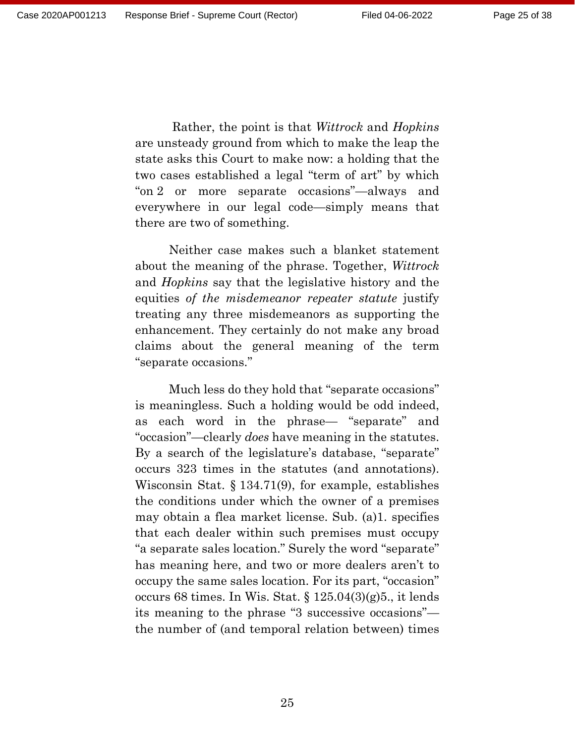Rather, the point is that *Wittrock* and *Hopkins* are unsteady ground from which to make the leap the state asks this Court to make now: a holding that the two cases established a legal "term of art" by which "on 2 or more separate occasions"—always and everywhere in our legal code—simply means that there are two of something.

Neither case makes such a blanket statement about the meaning of the phrase. Together, *Wittrock* and *Hopkins* say that the legislative history and the equities *of the misdemeanor repeater statute* justify treating any three misdemeanors as supporting the enhancement. They certainly do not make any broad claims about the general meaning of the term "separate occasions."

Much less do they hold that "separate occasions" is meaningless. Such a holding would be odd indeed, as each word in the phrase— "separate" and "occasion"—clearly *does* have meaning in the statutes. By a search of the legislature's database, "separate" occurs 323 times in the statutes (and annotations). Wisconsin Stat. § 134.71(9), for example, establishes the conditions under which the owner of a premises may obtain a flea market license. Sub. (a)1. specifies that each dealer within such premises must occupy "a separate sales location." Surely the word "separate" has meaning here, and two or more dealers aren't to occupy the same sales location. For its part, "occasion" occurs 68 times. In Wis. Stat. § 125.04(3)(g)5., it lends its meaning to the phrase "3 successive occasions"—the number of (and temporal relation between) times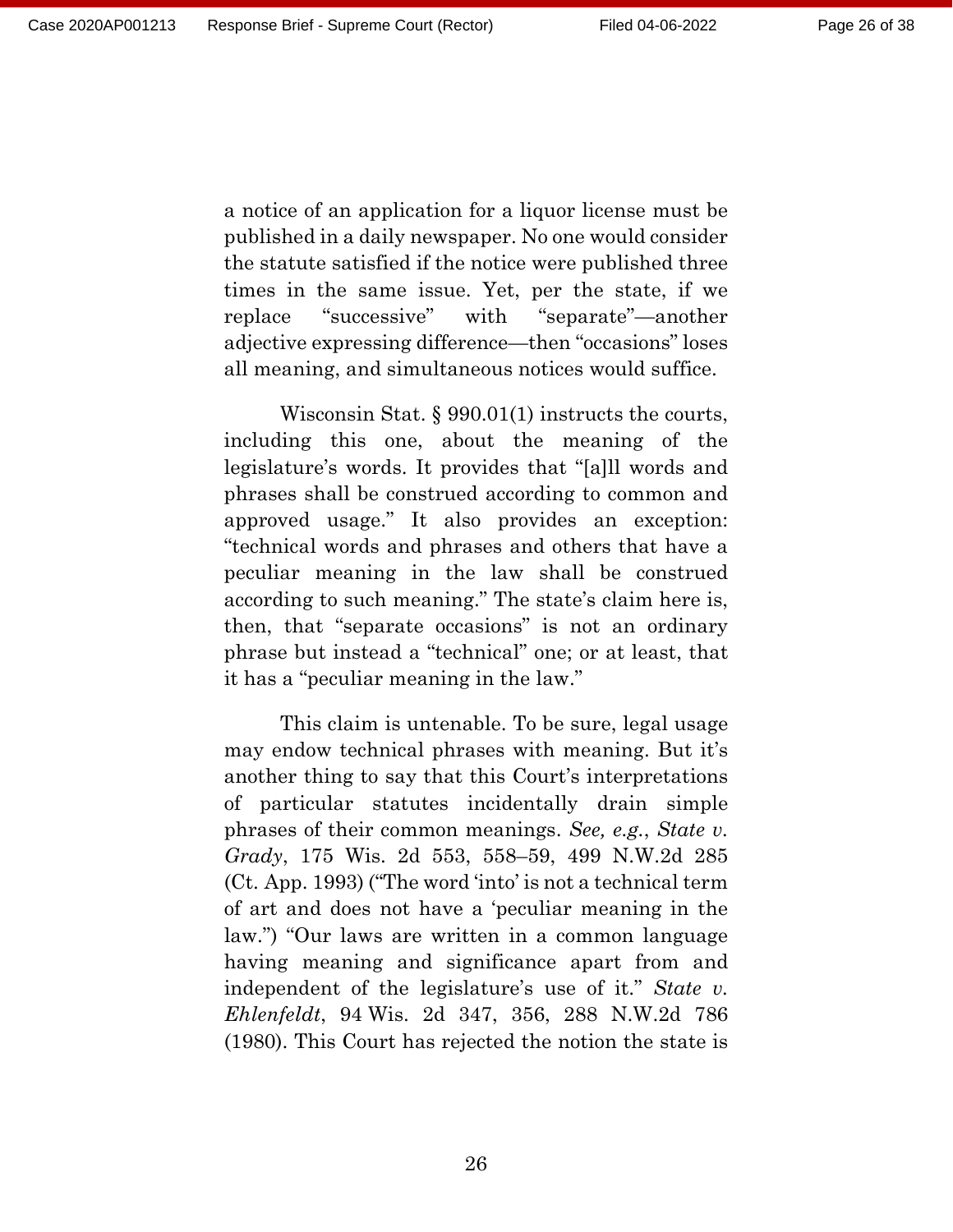a notice of an application for a liquor license must be published in a daily newspaper. No one would consider the statute satisfied if the notice were published three times in the same issue. Yet, per the state, if we replace "successive" with "separate"—another adjective expressing difference—then "occasions" loses all meaning, and simultaneous notices would suffice.

Wisconsin Stat. § 990.01(1) instructs the courts, including this one, about the meaning of the legislature's words. It provides that "[a]ll words and phrases shall be construed according to common and approved usage." It also provides an exception: "technical words and phrases and others that have a peculiar meaning in the law shall be construed according to such meaning." The state's claim here is, then, that "separate occasions" is not an ordinary phrase but instead a "technical" one; or at least, that it has a "peculiar meaning in the law."

This claim is untenable. To be sure, legal usage may endow technical phrases with meaning. But it's another thing to say that this Court's interpretations of particular statutes incidentally drain simple phrases of their common meanings. *See, e.g.*, *State v. Grady*, 175 Wis. 2d 553, 558–59, 499 N.W.2d 285 (Ct. App. 1993) ("The word 'into' is not a technical term of art and does not have a 'peculiar meaning in the law.") "Our laws are written in a common language having meaning and significance apart from and independent of the legislature's use of it." *State v. Ehlenfeldt*, 94 Wis. 2d 347, 356, 288 N.W.2d 786 (1980). This Court has rejected the notion the state is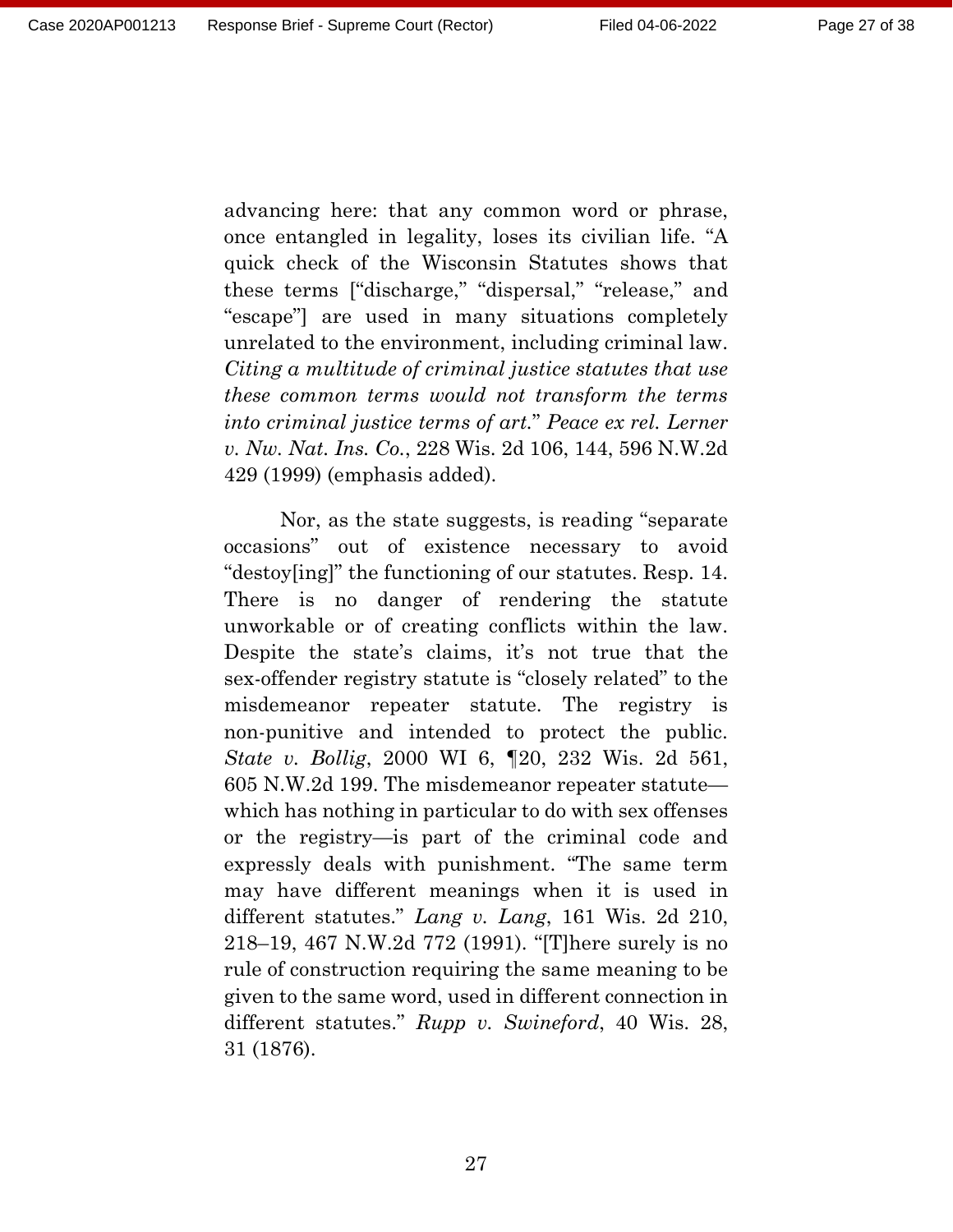advancing here: that any common word or phrase, once entangled in legality, loses its civilian life. "A quick check of the Wisconsin Statutes shows that these terms ["discharge," "dispersal," "release," and "escape"] are used in many situations completely unrelated to the environment, including criminal law. *Citing a multitude of criminal justice statutes that use these common terms would not transform the terms into criminal justice terms of art.*" *Peace ex rel. Lerner v. Nw. Nat. Ins. Co.*, 228 Wis. 2d 106, 144, 596 N.W.2d 429 (1999) (emphasis added).

Nor, as the state suggests, is reading "separate occasions" out of existence necessary to avoid "destoy[ing]" the functioning of our statutes. Resp. 14. There is no danger of rendering the statute unworkable or of creating conflicts within the law. Despite the state's claims, it's not true that the sex-offender registry statute is "closely related" to the misdemeanor repeater statute. The registry is non-punitive and intended to protect the public. *State v. Bollig*, 2000 WI 6, ¶20, 232 Wis. 2d 561, 605 N.W.2d 199. The misdemeanor repeater statute—which has nothing in particular to do with sex offenses or the registry—is part of the criminal code and expressly deals with punishment. "The same term may have different meanings when it is used in different statutes." *Lang v. Lang*, 161 Wis. 2d 210, 218–19, 467 N.W.2d 772 (1991). "[T]here surely is no rule of construction requiring the same meaning to be given to the same word, used in different connection in different statutes." *Rupp v. Swineford*, 40 Wis. 28, 31 (1876).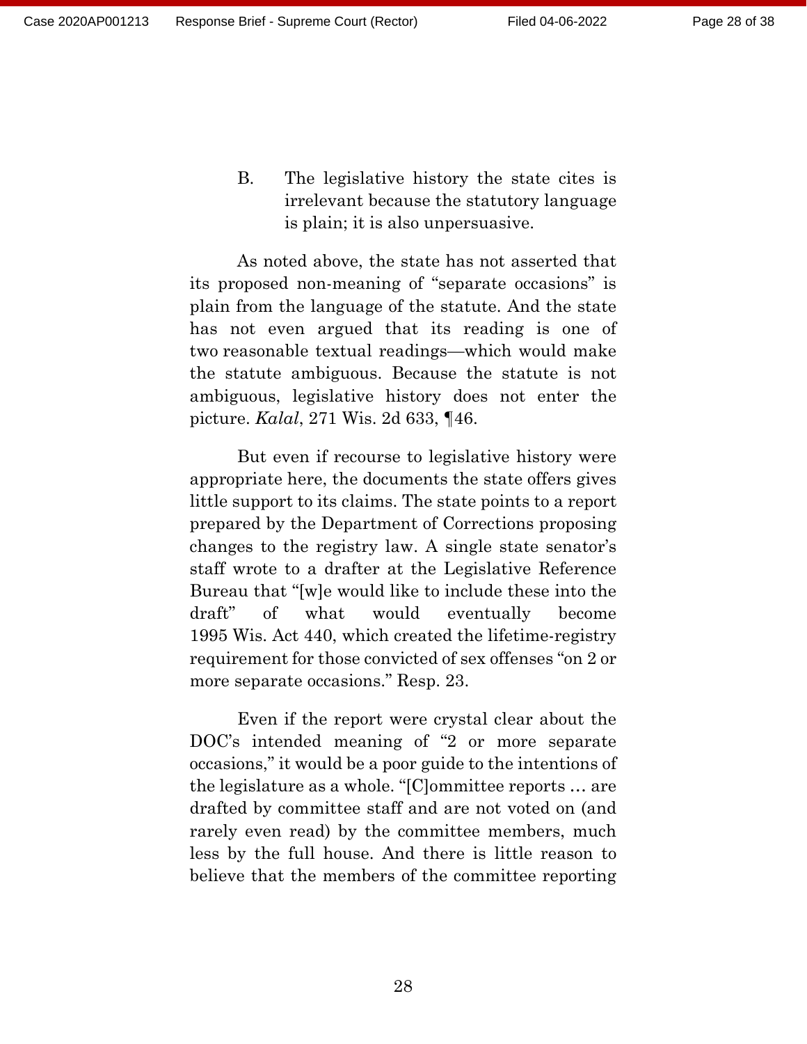### B. The legislative history the state cites is irrelevant because the statutory language is plain; it is also unpersuasive.

As noted above, the state has not asserted that its proposed non-meaning of "separate occasions" is plain from the language of the statute. And the state has not even argued that its reading is one of two reasonable textual readings—which would make the statute ambiguous. Because the statute is not ambiguous, legislative history does not enter the picture. *Kalal*, 271 Wis. 2d 633, ¶46.

But even if recourse to legislative history were appropriate here, the documents the state offers gives little support to its claims. The state points to a report prepared by the Department of Corrections proposing changes to the registry law. A single state senator's staff wrote to a drafter at the Legislative Reference Bureau that "[w]e would like to include these into the draft" of what would eventually become 1995 Wis. Act 440, which created the lifetime-registry requirement for those convicted of sex offenses "on 2 or more separate occasions." Resp. 23.

Even if the report were crystal clear about the DOC's intended meaning of "2 or more separate occasions," it would be a poor guide to the intentions of the legislature as a whole. "[C]ommittee reports … are drafted by committee staff and are not voted on (and rarely even read) by the committee members, much less by the full house. And there is little reason to believe that the members of the committee reporting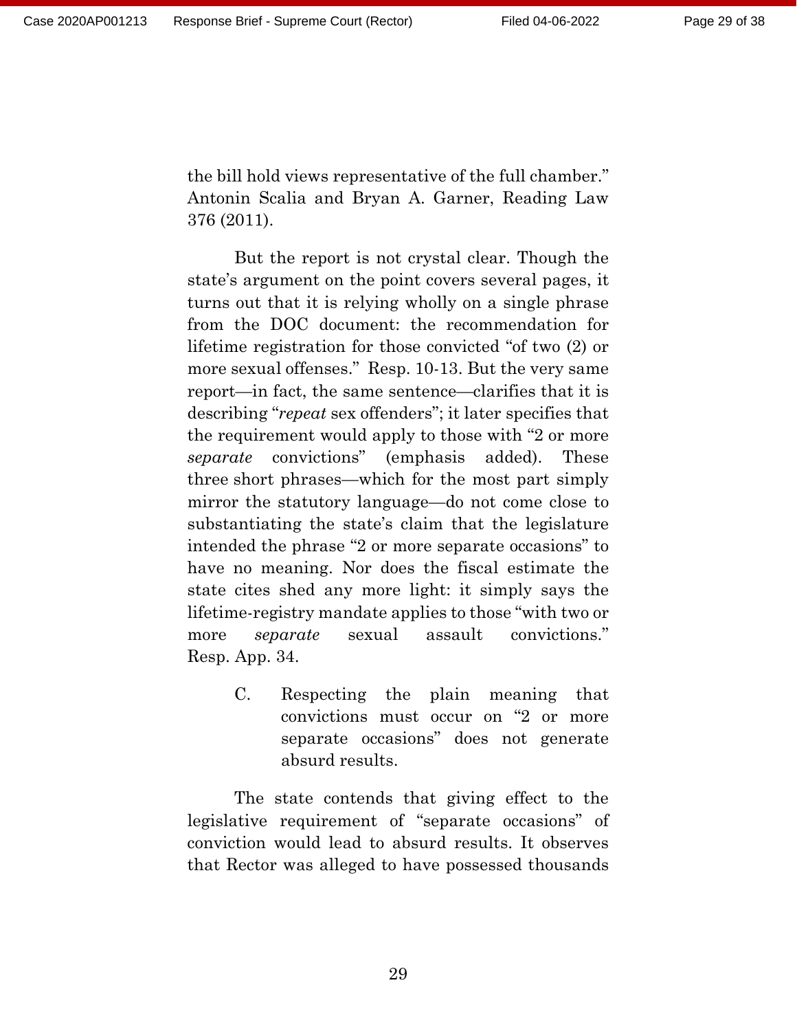the bill hold views representative of the full chamber." Antonin Scalia and Bryan A. Garner, Reading Law 376 (2011).

But the report is not crystal clear. Though the state's argument on the point covers several pages, it turns out that it is relying wholly on a single phrase from the DOC document: the recommendation for lifetime registration for those convicted "of two (2) or more sexual offenses." Resp. 10-13. But the very same report—in fact, the same sentence—clarifies that it is describing "*repeat* sex offenders"; it later specifies that the requirement would apply to those with "2 or more *separate* convictions" (emphasis added). These three short phrases—which for the most part simply mirror the statutory language—do not come close to substantiating the state's claim that the legislature intended the phrase "2 or more separate occasions" to have no meaning. Nor does the fiscal estimate the state cites shed any more light: it simply says the lifetime-registry mandate applies to those "with two or more *separate* sexual assault convictions." Resp. App. 34.

### C. Respecting the plain meaning that convictions must occur on "2 or more separate occasions" does not generate absurd results.

The state contends that giving effect to the legislative requirement of "separate occasions" of conviction would lead to absurd results. It observes that Rector was alleged to have possessed thousands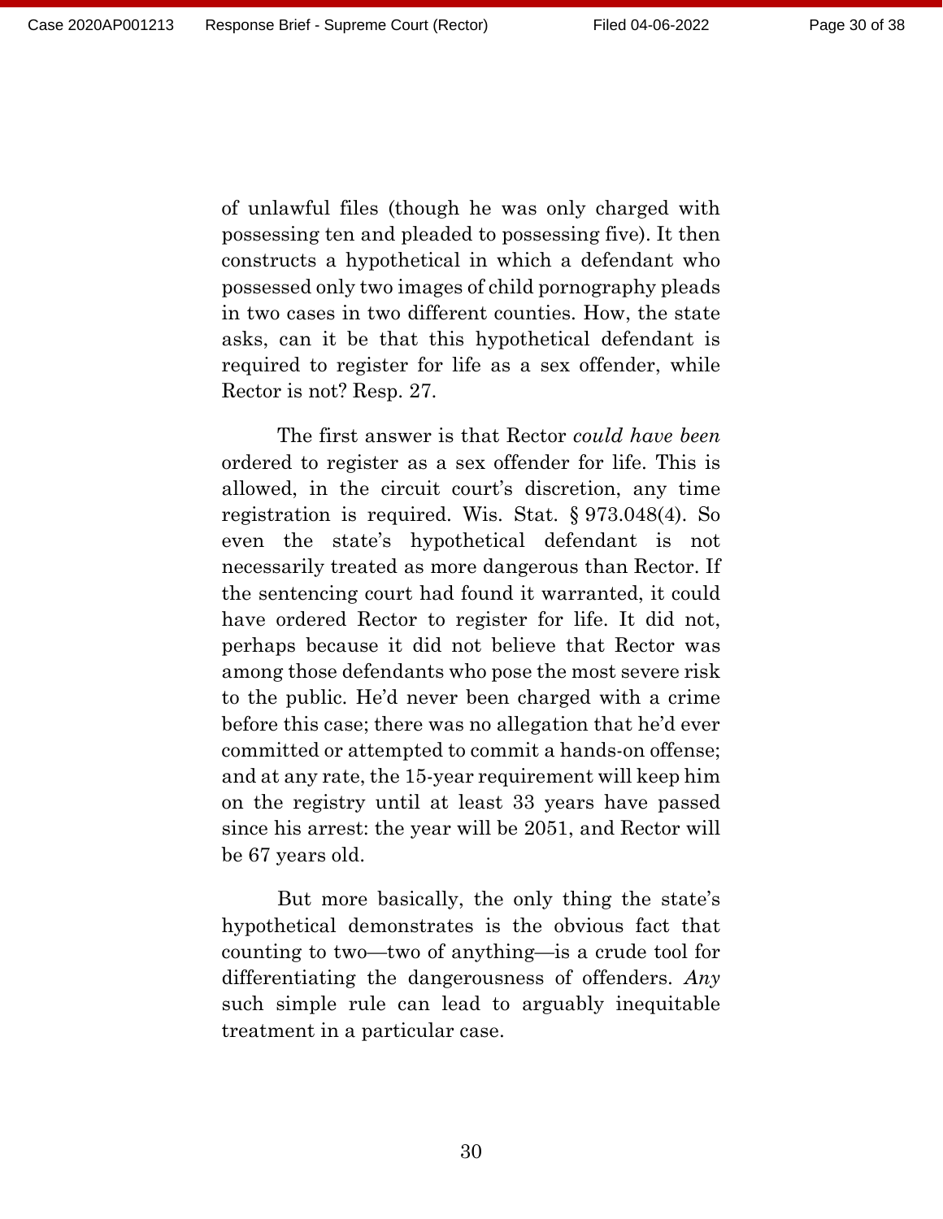of unlawful files (though he was only charged with possessing ten and pleaded to possessing five). It then constructs a hypothetical in which a defendant who possessed only two images of child pornography pleads in two cases in two different counties. How, the state asks, can it be that this hypothetical defendant is required to register for life as a sex offender, while Rector is not? Resp. 27.

The first answer is that Rector *could have been* ordered to register as a sex offender for life. This is allowed, in the circuit court's discretion, any time registration is required. Wis. Stat. § 973.048(4). So even the state's hypothetical defendant is not necessarily treated as more dangerous than Rector. If the sentencing court had found it warranted, it could have ordered Rector to register for life. It did not, perhaps because it did not believe that Rector was among those defendants who pose the most severe risk to the public. He'd never been charged with a crime before this case; there was no allegation that he'd ever committed or attempted to commit a hands-on offense; and at any rate, the 15-year requirement will keep him on the registry until at least 33 years have passed since his arrest: the year will be 2051, and Rector will be 67 years old.

But more basically, the only thing the state's hypothetical demonstrates is the obvious fact that counting to two—two of anything—is a crude tool for differentiating the dangerousness of offenders. *Any* such simple rule can lead to arguably inequitable treatment in a particular case.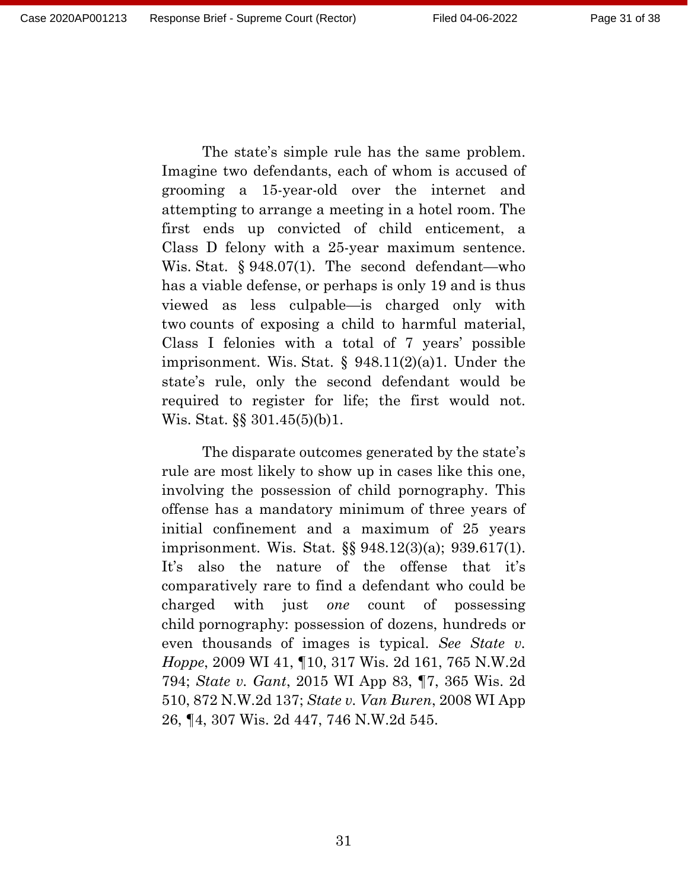The state's simple rule has the same problem. Imagine two defendants, each of whom is accused of grooming a 15-year-old over the internet and attempting to arrange a meeting in a hotel room. The first ends up convicted of child enticement, a Class D felony with a 25-year maximum sentence. Wis. Stat. § 948.07(1). The second defendant—who has a viable defense, or perhaps is only 19 and is thus viewed as less culpable—is charged only with two counts of exposing a child to harmful material, Class I felonies with a total of 7 years' possible imprisonment. Wis. Stat. § 948.11(2)(a)1. Under the state's rule, only the second defendant would be required to register for life; the first would not. Wis. Stat. §§ 301.45(5)(b)1.

The disparate outcomes generated by the state's rule are most likely to show up in cases like this one, involving the possession of child pornography. This offense has a mandatory minimum of three years of initial confinement and a maximum of 25 years imprisonment. Wis. Stat. §§ 948.12(3)(a); 939.617(1). It's also the nature of the offense that it's comparatively rare to find a defendant who could be charged with just *one* count of possessing child pornography: possession of dozens, hundreds or even thousands of images is typical. *See State v. Hoppe*, 2009 WI 41, ¶10, 317 Wis. 2d 161, 765 N.W.2d 794; *State v. Gant*, 2015 WI App 83, ¶7, 365 Wis. 2d 510, 872 N.W.2d 137; *State v. Van Buren*, 2008 WI App 26, ¶4, 307 Wis. 2d 447, 746 N.W.2d 545.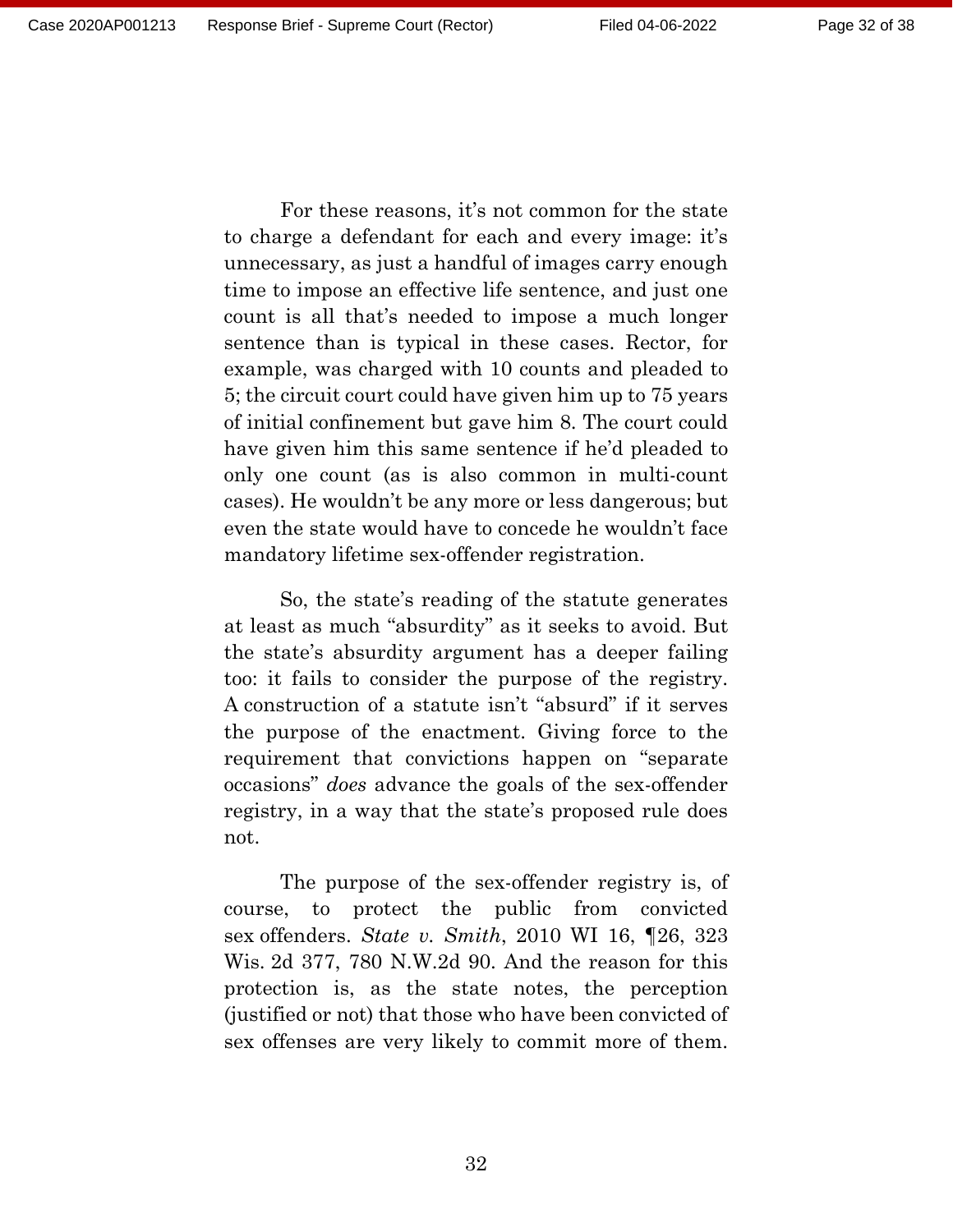For these reasons, it's not common for the state to charge a defendant for each and every image: it's unnecessary, as just a handful of images carry enough time to impose an effective life sentence, and just one count is all that's needed to impose a much longer sentence than is typical in these cases. Rector, for example, was charged with 10 counts and pleaded to 5; the circuit court could have given him up to 75 years of initial confinement but gave him 8. The court could have given him this same sentence if he'd pleaded to only one count (as is also common in multi-count cases). He wouldn't be any more or less dangerous; but even the state would have to concede he wouldn't face mandatory lifetime sex-offender registration.

So, the state's reading of the statute generates at least as much "absurdity" as it seeks to avoid. But the state's absurdity argument has a deeper failing too: it fails to consider the purpose of the registry. A construction of a statute isn't "absurd" if it serves the purpose of the enactment. Giving force to the requirement that convictions happen on "separate occasions" *does* advance the goals of the sex-offender registry, in a way that the state's proposed rule does not.

The purpose of the sex-offender registry is, of course, to protect the public from convicted sex offenders. *State v. Smith*, 2010 WI 16, ¶26, 323 Wis. 2d 377, 780 N.W.2d 90. And the reason for this protection is, as the state notes, the perception (justified or not) that those who have been convicted of sex offenses are very likely to commit more of them.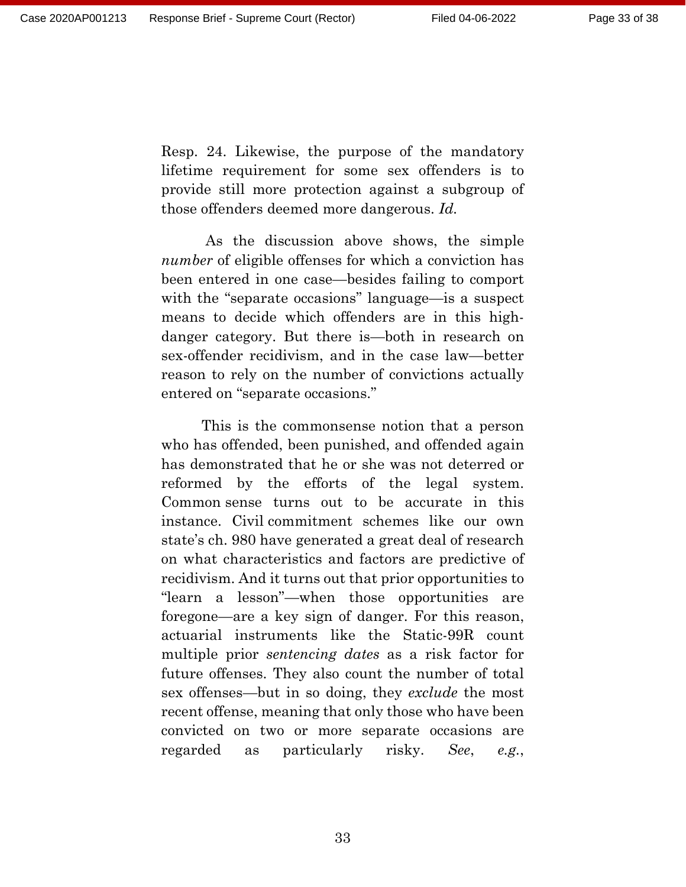Resp. 24. Likewise, the purpose of the mandatory lifetime requirement for some sex offenders is to provide still more protection against a subgroup of those offenders deemed more dangerous. *Id.*

As the discussion above shows, the simple *number* of eligible offenses for which a conviction has been entered in one case—besides failing to comport with the "separate occasions" language—is a suspect means to decide which offenders are in this high-danger category. But there is—both in research on sex-offender recidivism, and in the case law—better reason to rely on the number of convictions actually entered on "separate occasions."

This is the commonsense notion that a person who has offended, been punished, and offended again has demonstrated that he or she was not deterred or reformed by the efforts of the legal system. Common sense turns out to be accurate in this instance. Civil commitment schemes like our own state's ch. 980 have generated a great deal of research on what characteristics and factors are predictive of recidivism. And it turns out that prior opportunities to "learn a lesson"—when those opportunities are foregone—are a key sign of danger. For this reason, actuarial instruments like the Static-99R count multiple prior *sentencing dates* as a risk factor for future offenses. They also count the number of total sex offenses—but in so doing, they *exclude* the most recent offense, meaning that only those who have been convicted on two or more separate occasions are regarded as particularly risky. *See*, *e.g.*,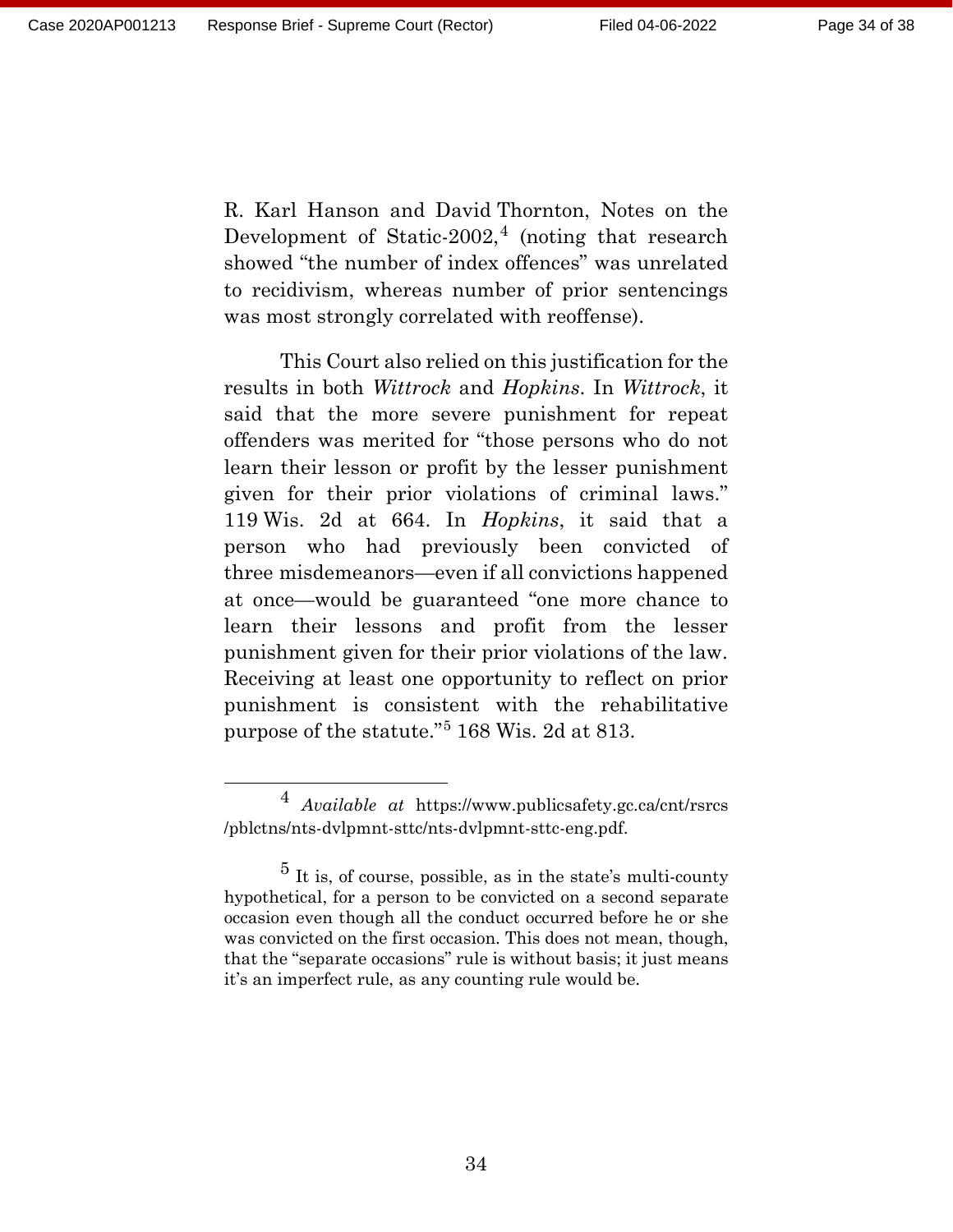R. Karl Hanson and David Thornton, Notes on the Development of Static-2002,[4] (noting that research showed "the number of index offences" was unrelated to recidivism, whereas number of prior sentencings was most strongly correlated with reoffense).

This Court also relied on this justification for the results in both *Wittrock* and *Hopkins*. In *Wittrock*, it said that the more severe punishment for repeat offenders was merited for "those persons who do not learn their lesson or profit by the lesser punishment given for their prior violations of criminal laws." 119 Wis. 2d at 664. In *Hopkins*, it said that a person who had previously been convicted of three misdemeanors—even if all convictions happened at once—would be guaranteed "one more chance to learn their lessons and profit from the lesser punishment given for their prior violations of the law. Receiving at least one opportunity to reflect on prior punishment is consistent with the rehabilitative purpose of the statute."[5] 168 Wis. 2d at 813.

---

[4] *Available at* https://www.publicsafety.gc.ca/cnt/rsrcs/pblctns/nts-dvlpmnt-sttc/nts-dvlpmnt-sttc-eng.pdf.

[5] It is, of course, possible, as in the state's multi-county hypothetical, for a person to be convicted on a second separate occasion even though all the conduct occurred before he or she was convicted on the first occasion. This does not mean, though, that the "separate occasions" rule is without basis; it just means it's an imperfect rule, as any counting rule would be.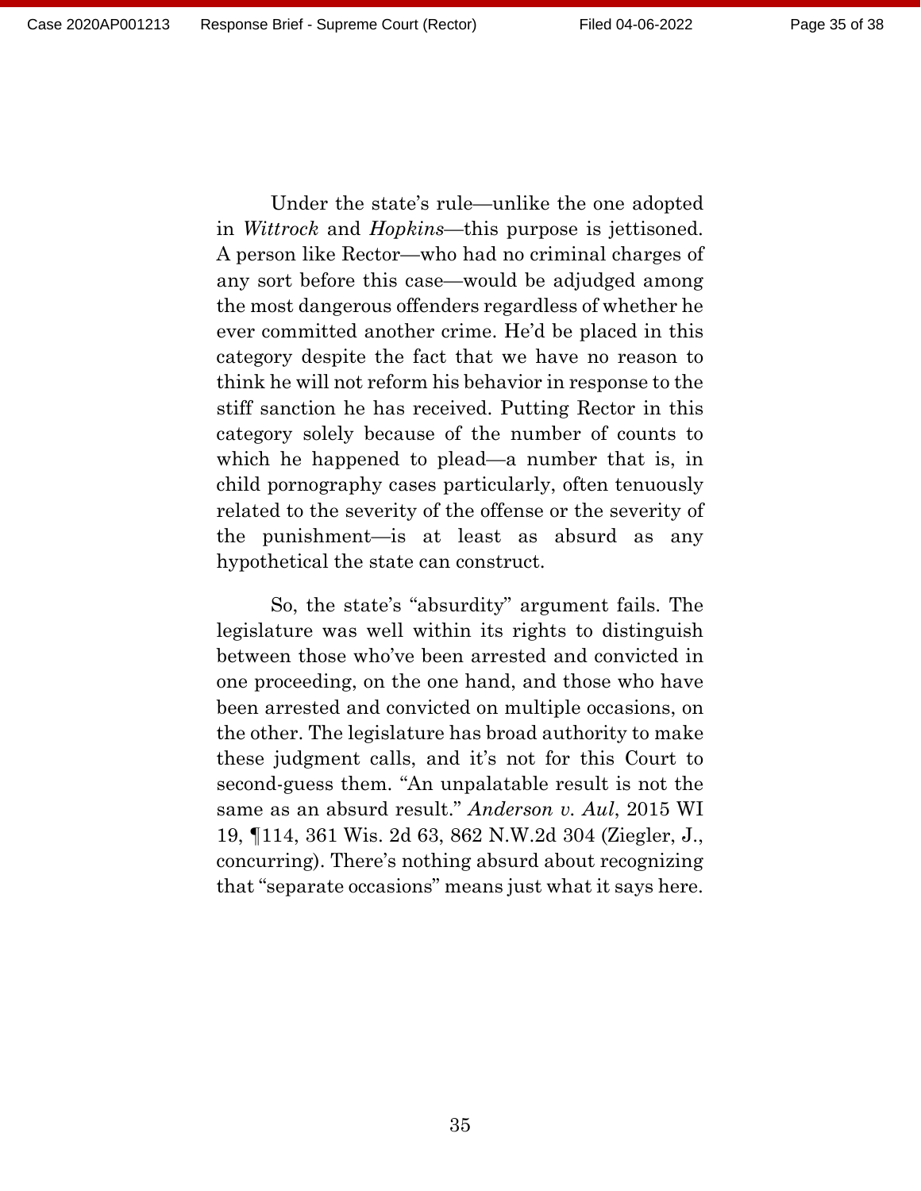Under the state's rule—unlike the one adopted in *Wittrock* and *Hopkins*—this purpose is jettisoned. A person like Rector—who had no criminal charges of any sort before this case—would be adjudged among the most dangerous offenders regardless of whether he ever committed another crime. He'd be placed in this category despite the fact that we have no reason to think he will not reform his behavior in response to the stiff sanction he has received. Putting Rector in this category solely because of the number of counts to which he happened to plead—a number that is, in child pornography cases particularly, often tenuously related to the severity of the offense or the severity of the punishment—is at least as absurd as any hypothetical the state can construct.

So, the state's "absurdity" argument fails. The legislature was well within its rights to distinguish between those who've been arrested and convicted in one proceeding, on the one hand, and those who have been arrested and convicted on multiple occasions, on the other. The legislature has broad authority to make these judgment calls, and it's not for this Court to second-guess them. "An unpalatable result is not the same as an absurd result." *Anderson v. Aul*, 2015 WI 19, ¶114, 361 Wis. 2d 63, 862 N.W.2d 304 (Ziegler, J., concurring). There's nothing absurd about recognizing that "separate occasions" means just what it says here.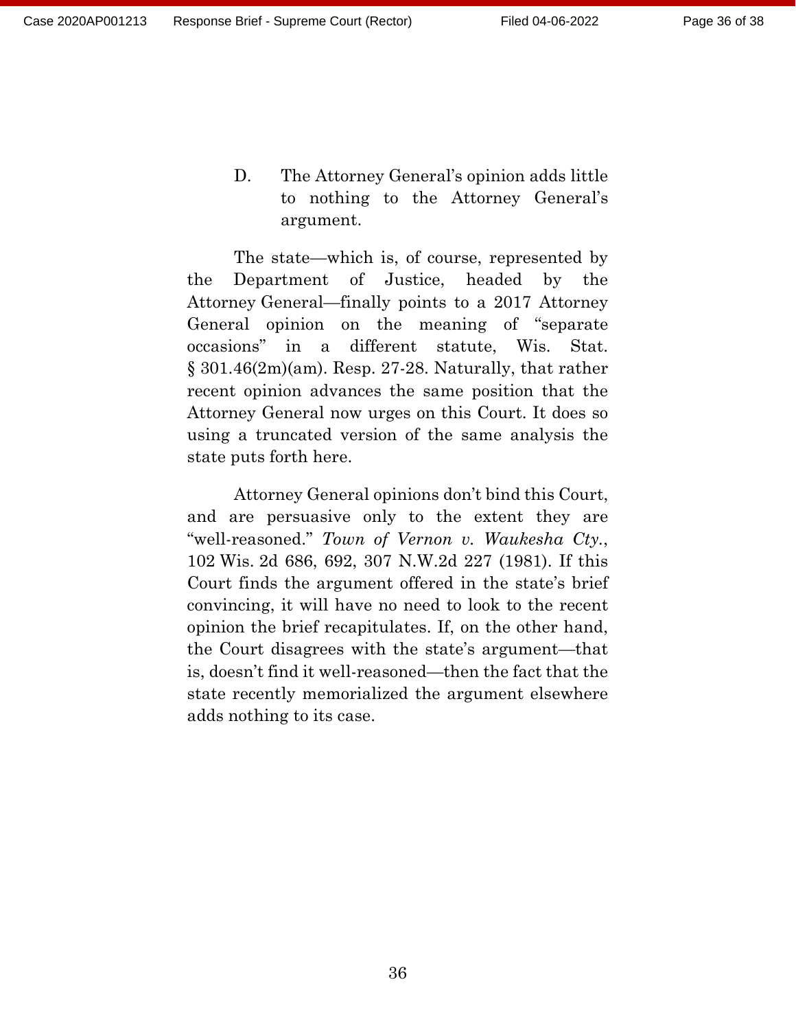### D. The Attorney General's opinion adds little to nothing to the Attorney General's argument.

The state—which is, of course, represented by the Department of Justice, headed by the Attorney General—finally points to a 2017 Attorney General opinion on the meaning of "separate occasions" in a different statute, Wis. Stat. § 301.46(2m)(am). Resp. 27-28. Naturally, that rather recent opinion advances the same position that the Attorney General now urges on this Court. It does so using a truncated version of the same analysis the state puts forth here.

Attorney General opinions don't bind this Court, and are persuasive only to the extent they are "well-reasoned." *Town of Vernon v. Waukesha Cty.*, 102 Wis. 2d 686, 692, 307 N.W.2d 227 (1981). If this Court finds the argument offered in the state's brief convincing, it will have no need to look to the recent opinion the brief recapitulates. If, on the other hand, the Court disagrees with the state's argument—that is, doesn't find it well-reasoned—then the fact that the state recently memorialized the argument elsewhere adds nothing to its case.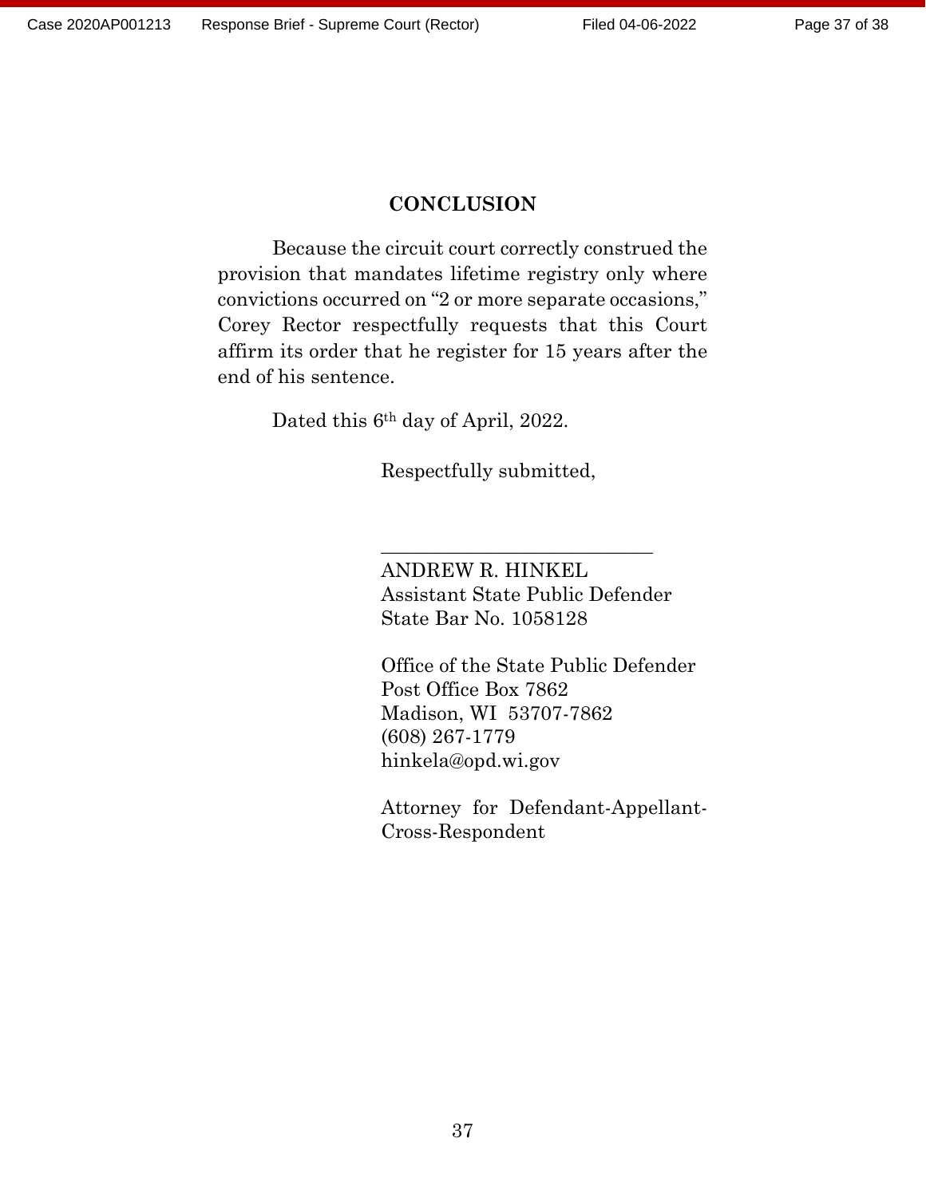## CONCLUSION

Because the circuit court correctly construed the provision that mandates lifetime registry only where convictions occurred on "2 or more separate occasions," Corey Rector respectfully requests that this Court affirm its order that he register for 15 years after the end of his sentence.

Dated this 6th day of April, 2022.

Respectfully submitted,

\_\_\_\_\_\_\_\_\_\_\_\_\_\_\_\_\_\_\_\_\_\_\_\_\_\_\_

ANDREW R. HINKEL
Assistant State Public Defender
State Bar No. 1058128

Office of the State Public Defender
Post Office Box 7862
Madison, WI 53707-7862
(608) 267-1779
hinkela@opd.wi.gov

Attorney for Defendant-Appellant-Cross-Respondent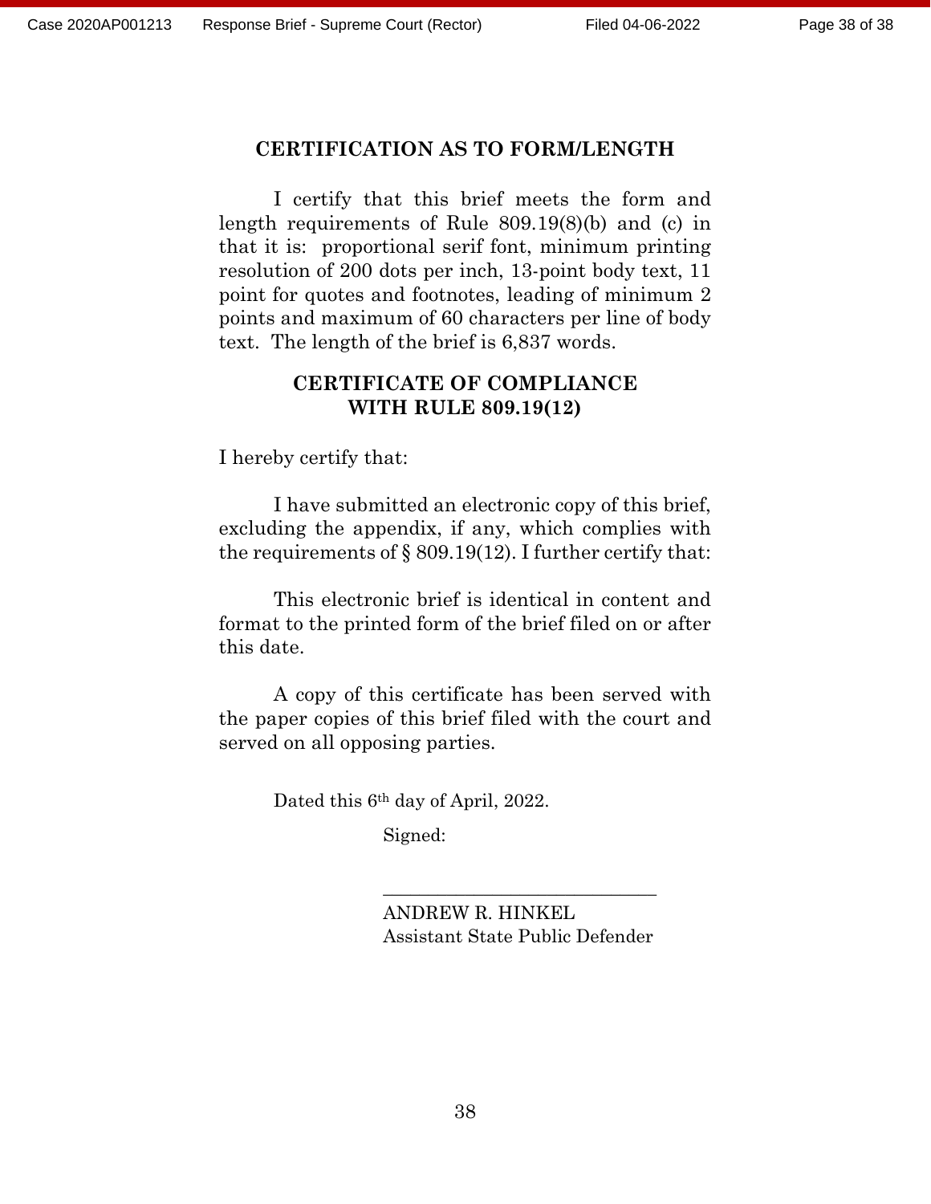## CERTIFICATION AS TO FORM/LENGTH

I certify that this brief meets the form and length requirements of Rule 809.19(8)(b) and (c) in that it is: proportional serif font, minimum printing resolution of 200 dots per inch, 13-point body text, 11 point for quotes and footnotes, leading of minimum 2 points and maximum of 60 characters per line of body text. The length of the brief is 6,837 words.

## CERTIFICATE OF COMPLIANCE WITH RULE 809.19(12)

I hereby certify that:

I have submitted an electronic copy of this brief, excluding the appendix, if any, which complies with the requirements of § 809.19(12). I further certify that:

This electronic brief is identical in content and format to the printed form of the brief filed on or after this date.

A copy of this certificate has been served with the paper copies of this brief filed with the court and served on all opposing parties.

Dated this 6th day of April, 2022.

Signed:

\_\_\_\_\_\_\_\_\_\_\_\_\_\_\_\_\_\_\_\_\_\_\_\_\_\_\_\_\_\_

ANDREW R. HINKEL
Assistant State Public Defender